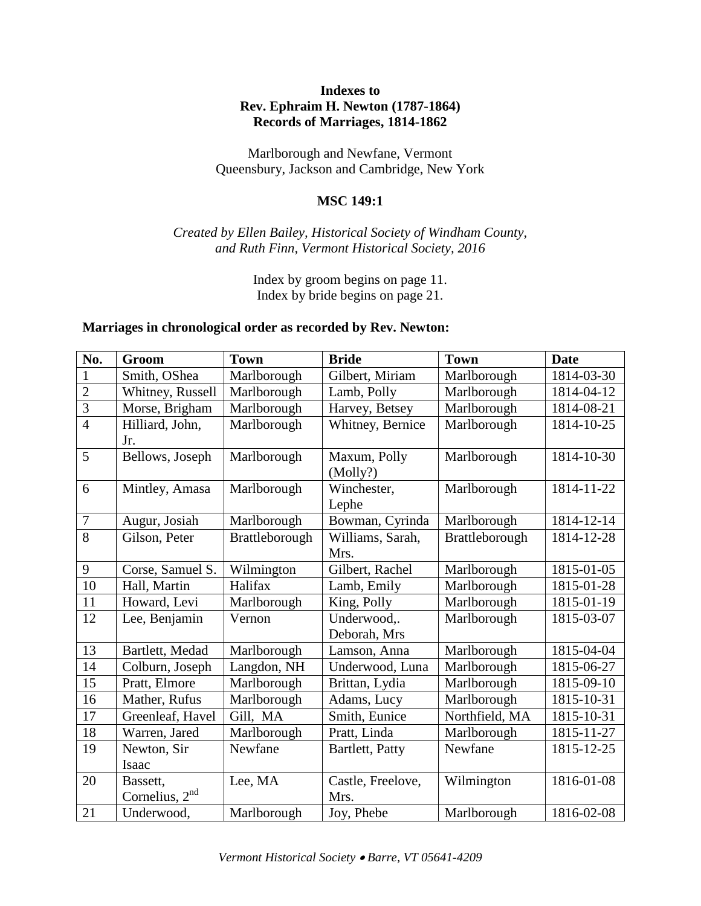**Indexes to**
**Rev. Ephraim H. Newton (1787-1864)**
**Records of Marriages, 1814-1862**

Marlborough and Newfane, Vermont
Queensbury, Jackson and Cambridge, New York

**MSC 149:1**

*Created by Ellen Bailey, Historical Society of Windham County, and Ruth Finn, Vermont Historical Society, 2016*

Index by groom begins on page 11.
Index by bride begins on page 21.

**Marriages in chronological order as recorded by Rev. Newton:**

| No. | Groom | Town | Bride | Town | Date |
|---|---|---|---|---|---|
| 1 | Smith, OShea | Marlborough | Gilbert, Miriam | Marlborough | 1814-03-30 |
| 2 | Whitney, Russell | Marlborough | Lamb, Polly | Marlborough | 1814-04-12 |
| 3 | Morse, Brigham | Marlborough | Harvey, Betsey | Marlborough | 1814-08-21 |
| 4 | Hilliard, John, Jr. | Marlborough | Whitney, Bernice | Marlborough | 1814-10-25 |
| 5 | Bellows, Joseph | Marlborough | Maxum, Polly (Molly?) | Marlborough | 1814-10-30 |
| 6 | Mintley, Amasa | Marlborough | Winchester, Lephe | Marlborough | 1814-11-22 |
| 7 | Augur, Josiah | Marlborough | Bowman, Cyrinda | Marlborough | 1814-12-14 |
| 8 | Gilson, Peter | Brattleborough | Williams, Sarah, Mrs. | Brattleborough | 1814-12-28 |
| 9 | Corse, Samuel S. | Wilmington | Gilbert, Rachel | Marlborough | 1815-01-05 |
| 10 | Hall, Martin | Halifax | Lamb, Emily | Marlborough | 1815-01-28 |
| 11 | Howard, Levi | Marlborough | King, Polly | Marlborough | 1815-01-19 |
| 12 | Lee, Benjamin | Vernon | Underwood,. Deborah, Mrs | Marlborough | 1815-03-07 |
| 13 | Bartlett, Medad | Marlborough | Lamson, Anna | Marlborough | 1815-04-04 |
| 14 | Colburn, Joseph | Langdon, NH | Underwood, Luna | Marlborough | 1815-06-27 |
| 15 | Pratt, Elmore | Marlborough | Brittan, Lydia | Marlborough | 1815-09-10 |
| 16 | Mather, Rufus | Marlborough | Adams, Lucy | Marlborough | 1815-10-31 |
| 17 | Greenleaf, Havel | Gill, MA | Smith, Eunice | Northfield, MA | 1815-10-31 |
| 18 | Warren, Jared | Marlborough | Pratt, Linda | Marlborough | 1815-11-27 |
| 19 | Newton, Sir Isaac | Newfane | Bartlett, Patty | Newfane | 1815-12-25 |
| 20 | Bassett, Cornelius, 2nd | Lee, MA | Castle, Freelove, Mrs. | Wilmington | 1816-01-08 |
| 21 | Underwood, | Marlborough | Joy, Phebe | Marlborough | 1816-02-08 |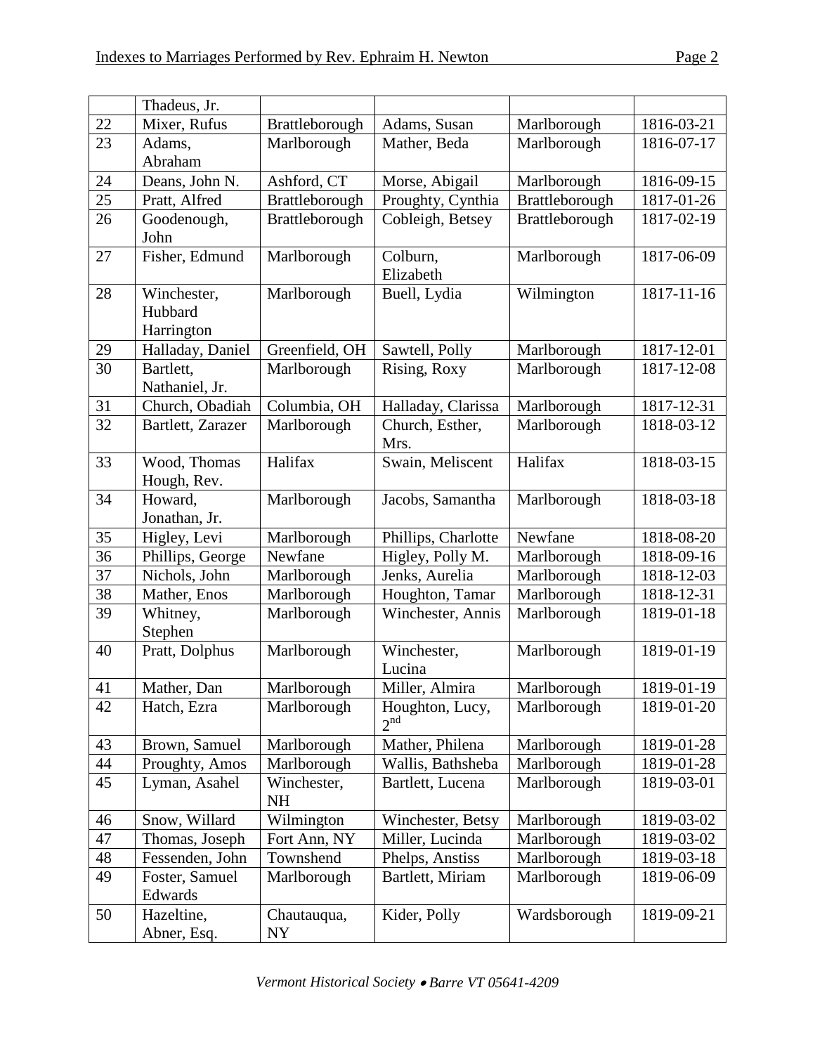| | | | | | |
|---|---|---|---|---|---|
| | Thadeus, Jr. | | | | |
| 22 | Mixer, Rufus | Brattleborough | Adams, Susan | Marlborough | 1816-03-21 |
| 23 | Adams, Abraham | Marlborough | Mather, Beda | Marlborough | 1816-07-17 |
| 24 | Deans, John N. | Ashford, CT | Morse, Abigail | Marlborough | 1816-09-15 |
| 25 | Pratt, Alfred | Brattleborough | Proughty, Cynthia | Brattleborough | 1817-01-26 |
| 26 | Goodenough, John | Brattleborough | Cobleigh, Betsey | Brattleborough | 1817-02-19 |
| 27 | Fisher, Edmund | Marlborough | Colburn, Elizabeth | Marlborough | 1817-06-09 |
| 28 | Winchester, Hubbard Harrington | Marlborough | Buell, Lydia | Wilmington | 1817-11-16 |
| 29 | Halladay, Daniel | Greenfield, OH | Sawtell, Polly | Marlborough | 1817-12-01 |
| 30 | Bartlett, Nathaniel, Jr. | Marlborough | Rising, Roxy | Marlborough | 1817-12-08 |
| 31 | Church, Obadiah | Columbia, OH | Halladay, Clarissa | Marlborough | 1817-12-31 |
| 32 | Bartlett, Zarazer | Marlborough | Church, Esther, Mrs. | Marlborough | 1818-03-12 |
| 33 | Wood, Thomas Hough, Rev. | Halifax | Swain, Meliscent | Halifax | 1818-03-15 |
| 34 | Howard, Jonathan, Jr. | Marlborough | Jacobs, Samantha | Marlborough | 1818-03-18 |
| 35 | Higley, Levi | Marlborough | Phillips, Charlotte | Newfane | 1818-08-20 |
| 36 | Phillips, George | Newfane | Higley, Polly M. | Marlborough | 1818-09-16 |
| 37 | Nichols, John | Marlborough | Jenks, Aurelia | Marlborough | 1818-12-03 |
| 38 | Mather, Enos | Marlborough | Houghton, Tamar | Marlborough | 1818-12-31 |
| 39 | Whitney, Stephen | Marlborough | Winchester, Annis | Marlborough | 1819-01-18 |
| 40 | Pratt, Dolphus | Marlborough | Winchester, Lucina | Marlborough | 1819-01-19 |
| 41 | Mather, Dan | Marlborough | Miller, Almira | Marlborough | 1819-01-19 |
| 42 | Hatch, Ezra | Marlborough | Houghton, Lucy, 2nd | Marlborough | 1819-01-20 |
| 43 | Brown, Samuel | Marlborough | Mather, Philena | Marlborough | 1819-01-28 |
| 44 | Proughty, Amos | Marlborough | Wallis, Bathsheba | Marlborough | 1819-01-28 |
| 45 | Lyman, Asahel | Winchester, NH | Bartlett, Lucena | Marlborough | 1819-03-01 |
| 46 | Snow, Willard | Wilmington | Winchester, Betsy | Marlborough | 1819-03-02 |
| 47 | Thomas, Joseph | Fort Ann, NY | Miller, Lucinda | Marlborough | 1819-03-02 |
| 48 | Fessenden, John | Townshend | Phelps, Anstiss | Marlborough | 1819-03-18 |
| 49 | Foster, Samuel Edwards | Marlborough | Bartlett, Miriam | Marlborough | 1819-06-09 |
| 50 | Hazeltine, Abner, Esq. | Chautauqua, NY | Kider, Polly | Wardsborough | 1819-09-21 |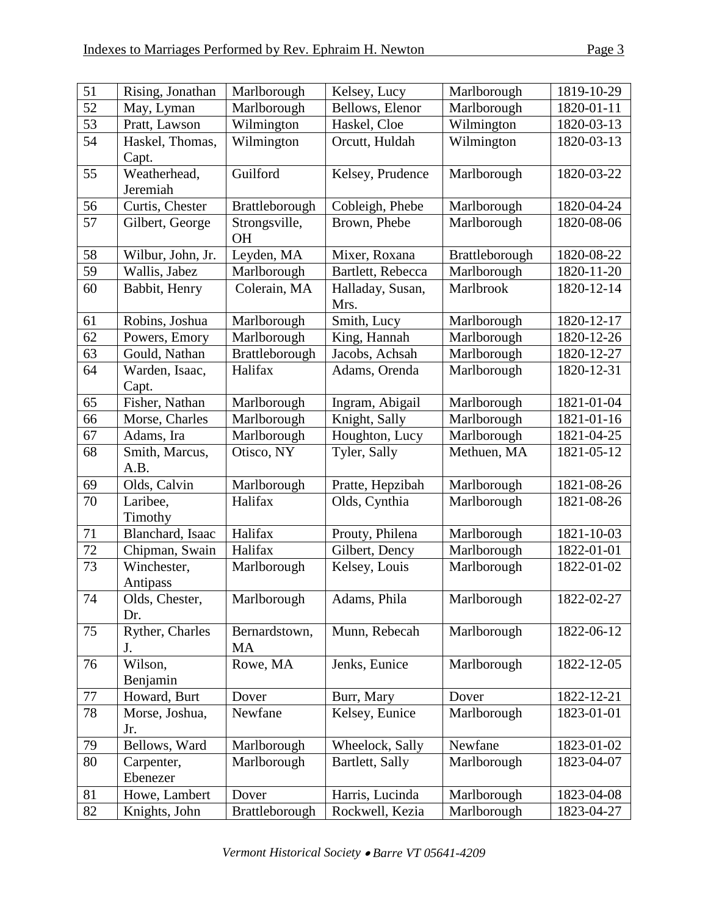| 51 | Rising, Jonathan | Marlborough | Kelsey, Lucy | Marlborough | 1819-10-29 |
|---|---|---|---|---|---|
| 52 | May, Lyman | Marlborough | Bellows, Elenor | Marlborough | 1820-01-11 |
| 53 | Pratt, Lawson | Wilmington | Haskel, Cloe | Wilmington | 1820-03-13 |
| 54 | Haskel, Thomas, Capt. | Wilmington | Orcutt, Huldah | Wilmington | 1820-03-13 |
| 55 | Weatherhead, Jeremiah | Guilford | Kelsey, Prudence | Marlborough | 1820-03-22 |
| 56 | Curtis, Chester | Brattleborough | Cobleigh, Phebe | Marlborough | 1820-04-24 |
| 57 | Gilbert, George | Strongsville, OH | Brown, Phebe | Marlborough | 1820-08-06 |
| 58 | Wilbur, John, Jr. | Leyden, MA | Mixer, Roxana | Brattleborough | 1820-08-22 |
| 59 | Wallis, Jabez | Marlborough | Bartlett, Rebecca | Marlborough | 1820-11-20 |
| 60 | Babbit, Henry | Colerain, MA | Halladay, Susan, Mrs. | Marlbrook | 1820-12-14 |
| 61 | Robins, Joshua | Marlborough | Smith, Lucy | Marlborough | 1820-12-17 |
| 62 | Powers, Emory | Marlborough | King, Hannah | Marlborough | 1820-12-26 |
| 63 | Gould, Nathan | Brattleborough | Jacobs, Achsah | Marlborough | 1820-12-27 |
| 64 | Warden, Isaac, Capt. | Halifax | Adams, Orenda | Marlborough | 1820-12-31 |
| 65 | Fisher, Nathan | Marlborough | Ingram, Abigail | Marlborough | 1821-01-04 |
| 66 | Morse, Charles | Marlborough | Knight, Sally | Marlborough | 1821-01-16 |
| 67 | Adams, Ira | Marlborough | Houghton, Lucy | Marlborough | 1821-04-25 |
| 68 | Smith, Marcus, A.B. | Otisco, NY | Tyler, Sally | Methuen, MA | 1821-05-12 |
| 69 | Olds, Calvin | Marlborough | Pratte, Hepzibah | Marlborough | 1821-08-26 |
| 70 | Laribee, Timothy | Halifax | Olds, Cynthia | Marlborough | 1821-08-26 |
| 71 | Blanchard, Isaac | Halifax | Prouty, Philena | Marlborough | 1821-10-03 |
| 72 | Chipman, Swain | Halifax | Gilbert, Dency | Marlborough | 1822-01-01 |
| 73 | Winchester, Antipass | Marlborough | Kelsey, Louis | Marlborough | 1822-01-02 |
| 74 | Olds, Chester, Dr. | Marlborough | Adams, Phila | Marlborough | 1822-02-27 |
| 75 | Ryther, Charles J. | Bernardstown, MA | Munn, Rebecah | Marlborough | 1822-06-12 |
| 76 | Wilson, Benjamin | Rowe, MA | Jenks, Eunice | Marlborough | 1822-12-05 |
| 77 | Howard, Burt | Dover | Burr, Mary | Dover | 1822-12-21 |
| 78 | Morse, Joshua, Jr. | Newfane | Kelsey, Eunice | Marlborough | 1823-01-01 |
| 79 | Bellows, Ward | Marlborough | Wheelock, Sally | Newfane | 1823-01-02 |
| 80 | Carpenter, Ebenezer | Marlborough | Bartlett, Sally | Marlborough | 1823-04-07 |
| 81 | Howe, Lambert | Dover | Harris, Lucinda | Marlborough | 1823-04-08 |
| 82 | Knights, John | Brattleborough | Rockwell, Kezia | Marlborough | 1823-04-27 |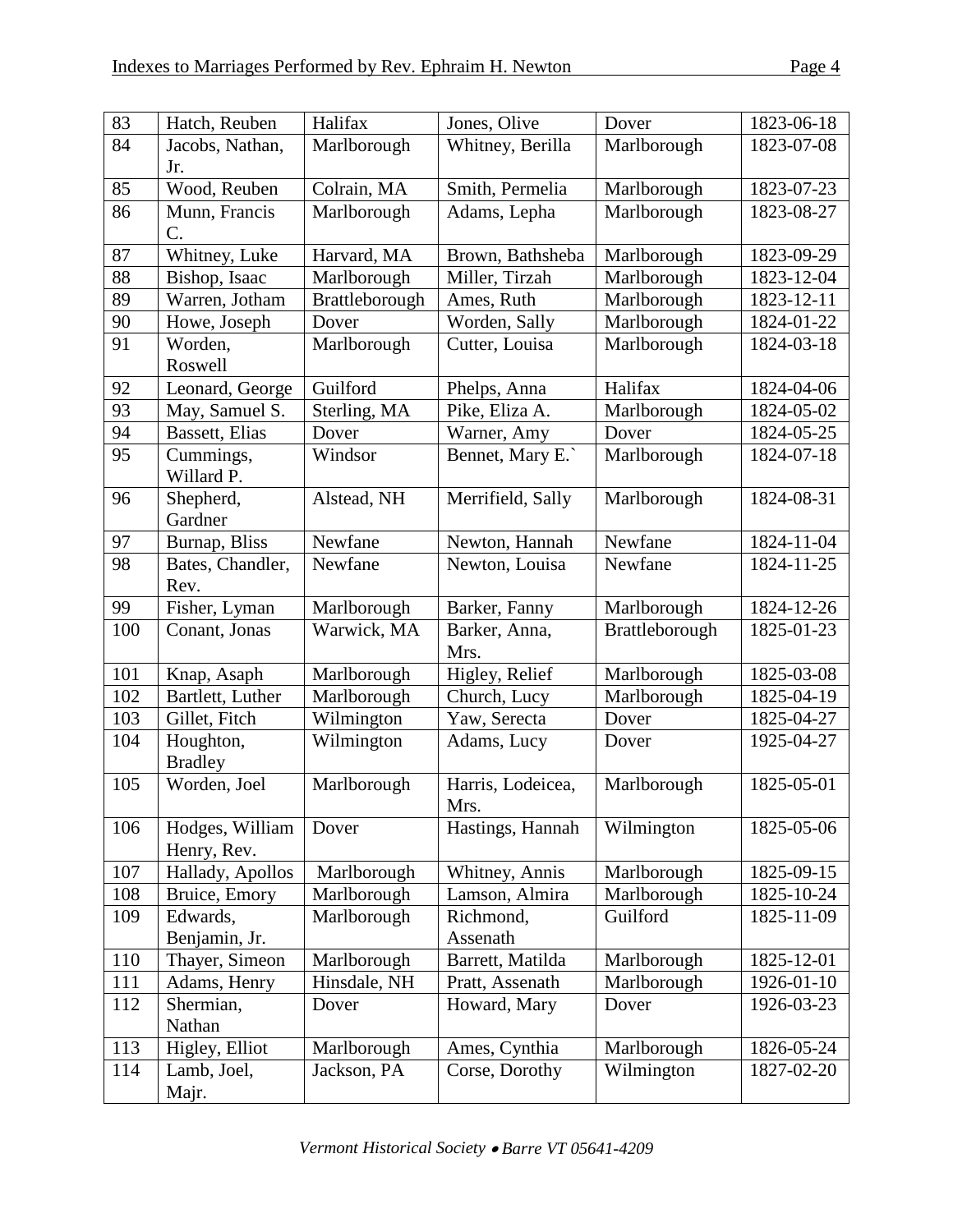| 83 | Hatch, Reuben | Halifax | Jones, Olive | Dover | 1823-06-18 |
|---|---|---|---|---|---|
| 84 | Jacobs, Nathan, Jr. | Marlborough | Whitney, Berilla | Marlborough | 1823-07-08 |
| 85 | Wood, Reuben | Colrain, MA | Smith, Permelia | Marlborough | 1823-07-23 |
| 86 | Munn, Francis C. | Marlborough | Adams, Lepha | Marlborough | 1823-08-27 |
| 87 | Whitney, Luke | Harvard, MA | Brown, Bathsheba | Marlborough | 1823-09-29 |
| 88 | Bishop, Isaac | Marlborough | Miller, Tirzah | Marlborough | 1823-12-04 |
| 89 | Warren, Jotham | Brattleborough | Ames, Ruth | Marlborough | 1823-12-11 |
| 90 | Howe, Joseph | Dover | Worden, Sally | Marlborough | 1824-01-22 |
| 91 | Worden, Roswell | Marlborough | Cutter, Louisa | Marlborough | 1824-03-18 |
| 92 | Leonard, George | Guilford | Phelps, Anna | Halifax | 1824-04-06 |
| 93 | May, Samuel S. | Sterling, MA | Pike, Eliza A. | Marlborough | 1824-05-02 |
| 94 | Bassett, Elias | Dover | Warner, Amy | Dover | 1824-05-25 |
| 95 | Cummings, Willard P. | Windsor | Bennet, Mary E.` | Marlborough | 1824-07-18 |
| 96 | Shepherd, Gardner | Alstead, NH | Merrifield, Sally | Marlborough | 1824-08-31 |
| 97 | Burnap, Bliss | Newfane | Newton, Hannah | Newfane | 1824-11-04 |
| 98 | Bates, Chandler, Rev. | Newfane | Newton, Louisa | Newfane | 1824-11-25 |
| 99 | Fisher, Lyman | Marlborough | Barker, Fanny | Marlborough | 1824-12-26 |
| 100 | Conant, Jonas | Warwick, MA | Barker, Anna, Mrs. | Brattleborough | 1825-01-23 |
| 101 | Knap, Asaph | Marlborough | Higley, Relief | Marlborough | 1825-03-08 |
| 102 | Bartlett, Luther | Marlborough | Church, Lucy | Marlborough | 1825-04-19 |
| 103 | Gillet, Fitch | Wilmington | Yaw, Serecta | Dover | 1825-04-27 |
| 104 | Houghton, Bradley | Wilmington | Adams, Lucy | Dover | 1925-04-27 |
| 105 | Worden, Joel | Marlborough | Harris, Lodeicea, Mrs. | Marlborough | 1825-05-01 |
| 106 | Hodges, William Henry, Rev. | Dover | Hastings, Hannah | Wilmington | 1825-05-06 |
| 107 | Hallady, Apollos | Marlborough | Whitney, Annis | Marlborough | 1825-09-15 |
| 108 | Bruice, Emory | Marlborough | Lamson, Almira | Marlborough | 1825-10-24 |
| 109 | Edwards, Benjamin, Jr. | Marlborough | Richmond, Assenath | Guilford | 1825-11-09 |
| 110 | Thayer, Simeon | Marlborough | Barrett, Matilda | Marlborough | 1825-12-01 |
| 111 | Adams, Henry | Hinsdale, NH | Pratt, Assenath | Marlborough | 1926-01-10 |
| 112 | Shermian, Nathan | Dover | Howard, Mary | Dover | 1926-03-23 |
| 113 | Higley, Elliot | Marlborough | Ames, Cynthia | Marlborough | 1826-05-24 |
| 114 | Lamb, Joel, Majr. | Jackson, PA | Corse, Dorothy | Wilmington | 1827-02-20 |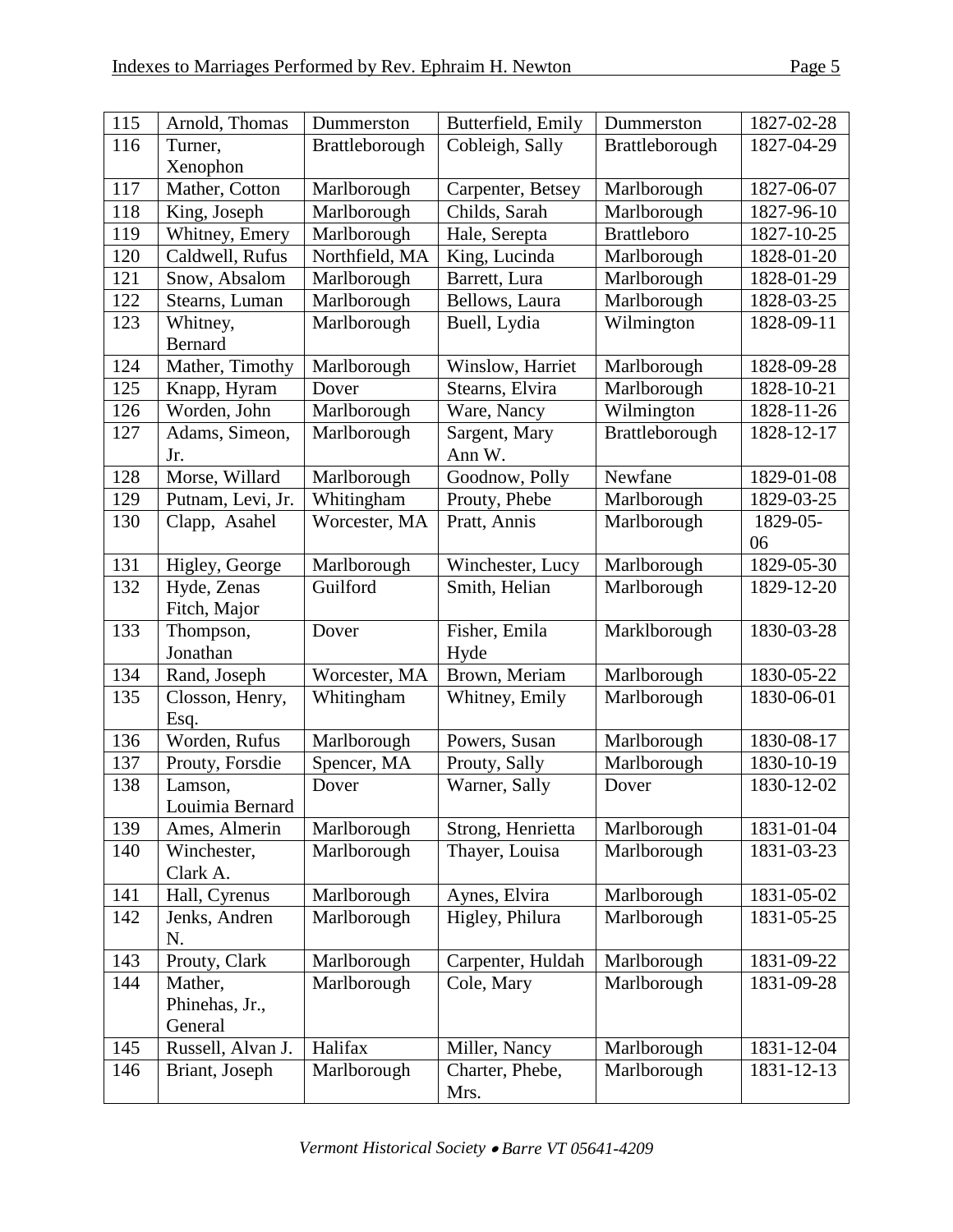| 115 | Arnold, Thomas | Dummerston | Butterfield, Emily | Dummerston | 1827-02-28 |
|---|---|---|---|---|---|
| 116 | Turner, Xenophon | Brattleborough | Cobleigh, Sally | Brattleborough | 1827-04-29 |
| 117 | Mather, Cotton | Marlborough | Carpenter, Betsey | Marlborough | 1827-06-07 |
| 118 | King, Joseph | Marlborough | Childs, Sarah | Marlborough | 1827-96-10 |
| 119 | Whitney, Emery | Marlborough | Hale, Serepta | Brattleboro | 1827-10-25 |
| 120 | Caldwell, Rufus | Northfield, MA | King, Lucinda | Marlborough | 1828-01-20 |
| 121 | Snow, Absalom | Marlborough | Barrett, Lura | Marlborough | 1828-01-29 |
| 122 | Stearns, Luman | Marlborough | Bellows, Laura | Marlborough | 1828-03-25 |
| 123 | Whitney, Bernard | Marlborough | Buell, Lydia | Wilmington | 1828-09-11 |
| 124 | Mather, Timothy | Marlborough | Winslow, Harriet | Marlborough | 1828-09-28 |
| 125 | Knapp, Hyram | Dover | Stearns, Elvira | Marlborough | 1828-10-21 |
| 126 | Worden, John | Marlborough | Ware, Nancy | Wilmington | 1828-11-26 |
| 127 | Adams, Simeon, Jr. | Marlborough | Sargent, Mary Ann W. | Brattleborough | 1828-12-17 |
| 128 | Morse, Willard | Marlborough | Goodnow, Polly | Newfane | 1829-01-08 |
| 129 | Putnam, Levi, Jr. | Whitingham | Prouty, Phebe | Marlborough | 1829-03-25 |
| 130 | Clapp, Asahel | Worcester, MA | Pratt, Annis | Marlborough | 1829-05-06 |
| 131 | Higley, George | Marlborough | Winchester, Lucy | Marlborough | 1829-05-30 |
| 132 | Hyde, Zenas Fitch, Major | Guilford | Smith, Helian | Marlborough | 1829-12-20 |
| 133 | Thompson, Jonathan | Dover | Fisher, Emila Hyde | Marklborough | 1830-03-28 |
| 134 | Rand, Joseph | Worcester, MA | Brown, Meriam | Marlborough | 1830-05-22 |
| 135 | Closson, Henry, Esq. | Whitingham | Whitney, Emily | Marlborough | 1830-06-01 |
| 136 | Worden, Rufus | Marlborough | Powers, Susan | Marlborough | 1830-08-17 |
| 137 | Prouty, Forsdie | Spencer, MA | Prouty, Sally | Marlborough | 1830-10-19 |
| 138 | Lamson, Louimia Bernard | Dover | Warner, Sally | Dover | 1830-12-02 |
| 139 | Ames, Almerin | Marlborough | Strong, Henrietta | Marlborough | 1831-01-04 |
| 140 | Winchester, Clark A. | Marlborough | Thayer, Louisa | Marlborough | 1831-03-23 |
| 141 | Hall, Cyrenus | Marlborough | Aynes, Elvira | Marlborough | 1831-05-02 |
| 142 | Jenks, Andren N. | Marlborough | Higley, Philura | Marlborough | 1831-05-25 |
| 143 | Prouty, Clark | Marlborough | Carpenter, Huldah | Marlborough | 1831-09-22 |
| 144 | Mather, Phinehas, Jr., General | Marlborough | Cole, Mary | Marlborough | 1831-09-28 |
| 145 | Russell, Alvan J. | Halifax | Miller, Nancy | Marlborough | 1831-12-04 |
| 146 | Briant, Joseph | Marlborough | Charter, Phebe, Mrs. | Marlborough | 1831-12-13 |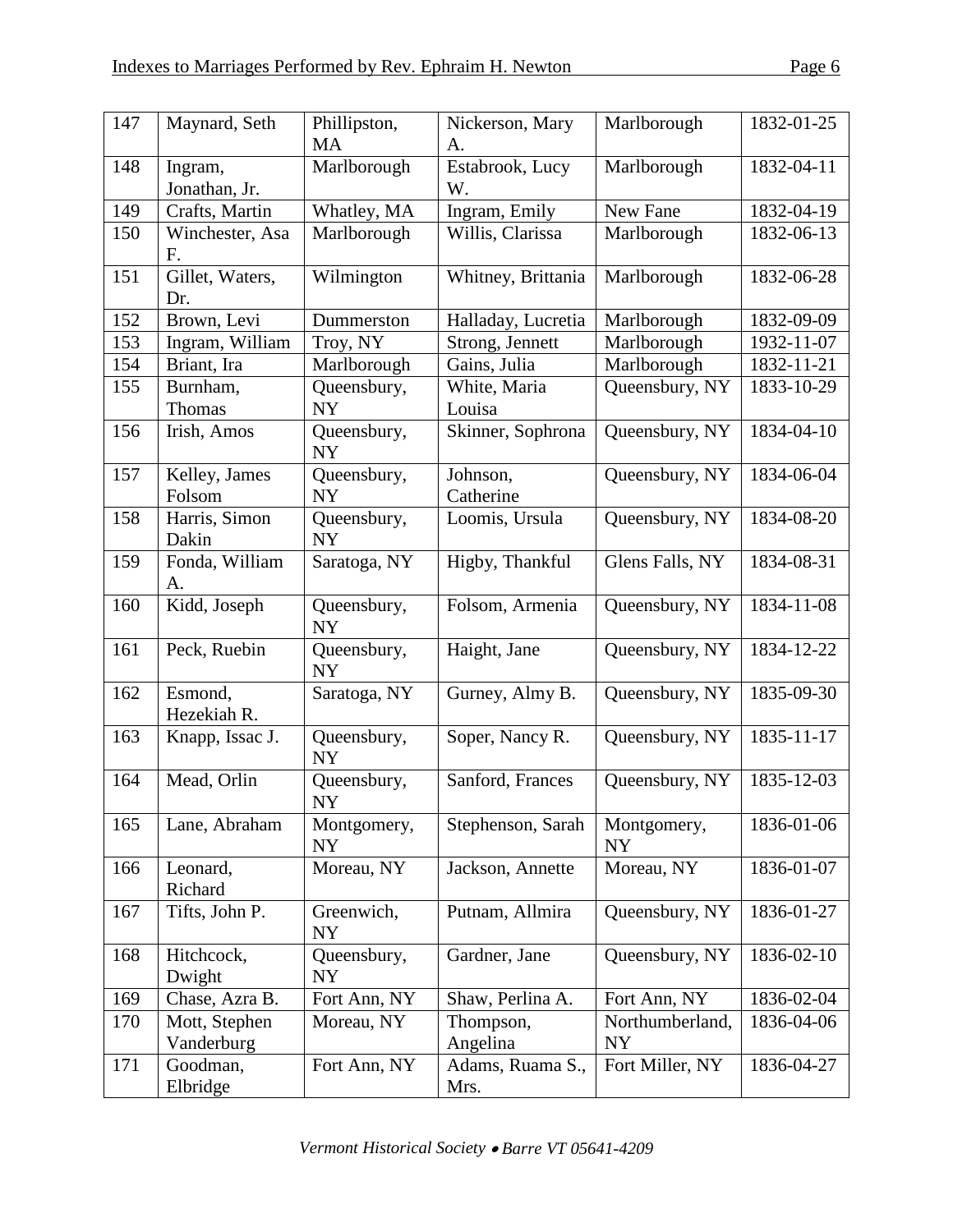| 147 | Maynard, Seth | Phillipston, MA | Nickerson, Mary A. | Marlborough | 1832-01-25 |
|---|---|---|---|---|---|
| 148 | Ingram, Jonathan, Jr. | Marlborough | Estabrook, Lucy W. | Marlborough | 1832-04-11 |
| 149 | Crafts, Martin | Whatley, MA | Ingram, Emily | New Fane | 1832-04-19 |
| 150 | Winchester, Asa F. | Marlborough | Willis, Clarissa | Marlborough | 1832-06-13 |
| 151 | Gillet, Waters, Dr. | Wilmington | Whitney, Brittania | Marlborough | 1832-06-28 |
| 152 | Brown, Levi | Dummerston | Halladay, Lucretia | Marlborough | 1832-09-09 |
| 153 | Ingram, William | Troy, NY | Strong, Jennett | Marlborough | 1932-11-07 |
| 154 | Briant, Ira | Marlborough | Gains, Julia | Marlborough | 1832-11-21 |
| 155 | Burnham, Thomas | Queensbury, NY | White, Maria Louisa | Queensbury, NY | 1833-10-29 |
| 156 | Irish, Amos | Queensbury, NY | Skinner, Sophrona | Queensbury, NY | 1834-04-10 |
| 157 | Kelley, James Folsom | Queensbury, NY | Johnson, Catherine | Queensbury, NY | 1834-06-04 |
| 158 | Harris, Simon Dakin | Queensbury, NY | Loomis, Ursula | Queensbury, NY | 1834-08-20 |
| 159 | Fonda, William A. | Saratoga, NY | Higby, Thankful | Glens Falls, NY | 1834-08-31 |
| 160 | Kidd, Joseph | Queensbury, NY | Folsom, Armenia | Queensbury, NY | 1834-11-08 |
| 161 | Peck, Ruebin | Queensbury, NY | Haight, Jane | Queensbury, NY | 1834-12-22 |
| 162 | Esmond, Hezekiah R. | Saratoga, NY | Gurney, Almy B. | Queensbury, NY | 1835-09-30 |
| 163 | Knapp, Issac J. | Queensbury, NY | Soper, Nancy R. | Queensbury, NY | 1835-11-17 |
| 164 | Mead, Orlin | Queensbury, NY | Sanford, Frances | Queensbury, NY | 1835-12-03 |
| 165 | Lane, Abraham | Montgomery, NY | Stephenson, Sarah | Montgomery, NY | 1836-01-06 |
| 166 | Leonard, Richard | Moreau, NY | Jackson, Annette | Moreau, NY | 1836-01-07 |
| 167 | Tifts, John P. | Greenwich, NY | Putnam, Allmira | Queensbury, NY | 1836-01-27 |
| 168 | Hitchcock, Dwight | Queensbury, NY | Gardner, Jane | Queensbury, NY | 1836-02-10 |
| 169 | Chase, Azra B. | Fort Ann, NY | Shaw, Perlina A. | Fort Ann, NY | 1836-02-04 |
| 170 | Mott, Stephen Vanderburg | Moreau, NY | Thompson, Angelina | Northumberland, NY | 1836-04-06 |
| 171 | Goodman, Elbridge | Fort Ann, NY | Adams, Ruama S., Mrs. | Fort Miller, NY | 1836-04-27 |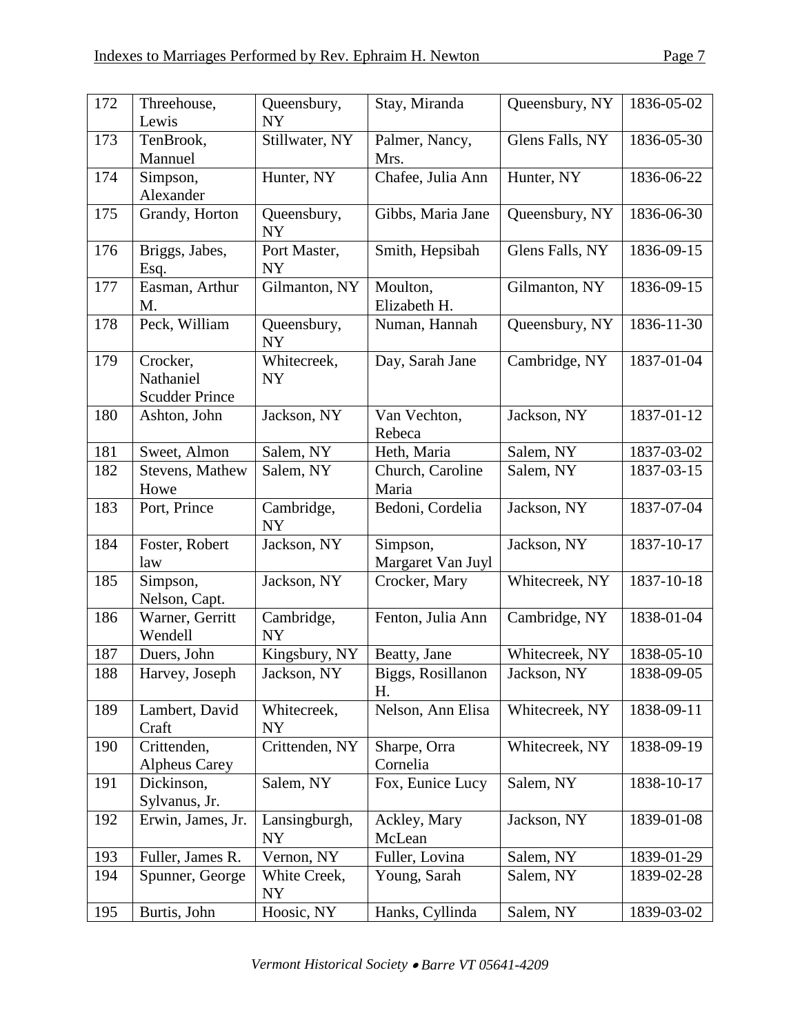| 172 | Threehouse, Lewis | Queensbury, NY | Stay, Miranda | Queensbury, NY | 1836-05-02 |
|---|---|---|---|---|---|
| 173 | TenBrook, Mannuel | Stillwater, NY | Palmer, Nancy, Mrs. | Glens Falls, NY | 1836-05-30 |
| 174 | Simpson, Alexander | Hunter, NY | Chafee, Julia Ann | Hunter, NY | 1836-06-22 |
| 175 | Grandy, Horton | Queensbury, NY | Gibbs, Maria Jane | Queensbury, NY | 1836-06-30 |
| 176 | Briggs, Jabes, Esq. | Port Master, NY | Smith, Hepsibah | Glens Falls, NY | 1836-09-15 |
| 177 | Easman, Arthur M. | Gilmanton, NY | Moulton, Elizabeth H. | Gilmanton, NY | 1836-09-15 |
| 178 | Peck, William | Queensbury, NY | Numan, Hannah | Queensbury, NY | 1836-11-30 |
| 179 | Crocker, Nathaniel Scudder Prince | Whitecreek, NY | Day, Sarah Jane | Cambridge, NY | 1837-01-04 |
| 180 | Ashton, John | Jackson, NY | Van Vechton, Rebeca | Jackson, NY | 1837-01-12 |
| 181 | Sweet, Almon | Salem, NY | Heth, Maria | Salem, NY | 1837-03-02 |
| 182 | Stevens, Mathew Howe | Salem, NY | Church, Caroline Maria | Salem, NY | 1837-03-15 |
| 183 | Port, Prince | Cambridge, NY | Bedoni, Cordelia | Jackson, NY | 1837-07-04 |
| 184 | Foster, Robert law | Jackson, NY | Simpson, Margaret Van Juyl | Jackson, NY | 1837-10-17 |
| 185 | Simpson, Nelson, Capt. | Jackson, NY | Crocker, Mary | Whitecreek, NY | 1837-10-18 |
| 186 | Warner, Gerritt Wendell | Cambridge, NY | Fenton, Julia Ann | Cambridge, NY | 1838-01-04 |
| 187 | Duers, John | Kingsbury, NY | Beatty, Jane | Whitecreek, NY | 1838-05-10 |
| 188 | Harvey, Joseph | Jackson, NY | Biggs, Rosillanon H. | Jackson, NY | 1838-09-05 |
| 189 | Lambert, David Craft | Whitecreek, NY | Nelson, Ann Elisa | Whitecreek, NY | 1838-09-11 |
| 190 | Crittenden, Alpheus Carey | Crittenden, NY | Sharpe, Orra Cornelia | Whitecreek, NY | 1838-09-19 |
| 191 | Dickinson, Sylvanus, Jr. | Salem, NY | Fox, Eunice Lucy | Salem, NY | 1838-10-17 |
| 192 | Erwin, James, Jr. | Lansingburgh, NY | Ackley, Mary McLean | Jackson, NY | 1839-01-08 |
| 193 | Fuller, James R. | Vernon, NY | Fuller, Lovina | Salem, NY | 1839-01-29 |
| 194 | Spunner, George | White Creek, NY | Young, Sarah | Salem, NY | 1839-02-28 |
| 195 | Burtis, John | Hoosic, NY | Hanks, Cyllinda | Salem, NY | 1839-03-02 |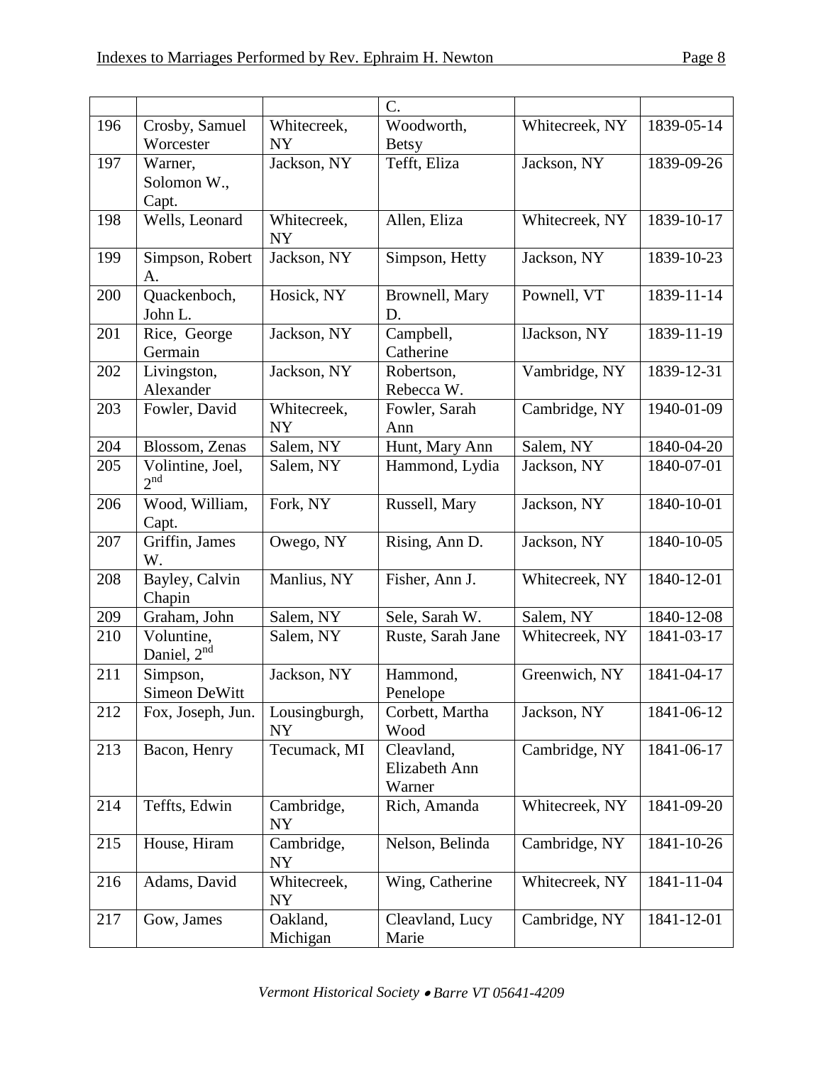| | | | C. | | |
|---|---|---|---|---|---|
| 196 | Crosby, Samuel Worcester | Whitecreek, NY | Woodworth, Betsy | Whitecreek, NY | 1839-05-14 |
| 197 | Warner, Solomon W., Capt. | Jackson, NY | Tefft, Eliza | Jackson, NY | 1839-09-26 |
| 198 | Wells, Leonard | Whitecreek, NY | Allen, Eliza | Whitecreek, NY | 1839-10-17 |
| 199 | Simpson, Robert A. | Jackson, NY | Simpson, Hetty | Jackson, NY | 1839-10-23 |
| 200 | Quackenboch, John L. | Hosick, NY | Brownell, Mary D. | Pownell, VT | 1839-11-14 |
| 201 | Rice, George Germain | Jackson, NY | Campbell, Catherine | lJackson, NY | 1839-11-19 |
| 202 | Livingston, Alexander | Jackson, NY | Robertson, Rebecca W. | Vambridge, NY | 1839-12-31 |
| 203 | Fowler, David | Whitecreek, NY | Fowler, Sarah Ann | Cambridge, NY | 1940-01-09 |
| 204 | Blossom, Zenas | Salem, NY | Hunt, Mary Ann | Salem, NY | 1840-04-20 |
| 205 | Volintine, Joel, 2nd | Salem, NY | Hammond, Lydia | Jackson, NY | 1840-07-01 |
| 206 | Wood, William, Capt. | Fork, NY | Russell, Mary | Jackson, NY | 1840-10-01 |
| 207 | Griffin, James W. | Owego, NY | Rising, Ann D. | Jackson, NY | 1840-10-05 |
| 208 | Bayley, Calvin Chapin | Manlius, NY | Fisher, Ann J. | Whitecreek, NY | 1840-12-01 |
| 209 | Graham, John | Salem, NY | Sele, Sarah W. | Salem, NY | 1840-12-08 |
| 210 | Voluntine, Daniel, 2nd | Salem, NY | Ruste, Sarah Jane | Whitecreek, NY | 1841-03-17 |
| 211 | Simpson, Simeon DeWitt | Jackson, NY | Hammond, Penelope | Greenwich, NY | 1841-04-17 |
| 212 | Fox, Joseph, Jun. | Lousingburgh, NY | Corbett, Martha Wood | Jackson, NY | 1841-06-12 |
| 213 | Bacon, Henry | Tecumack, MI | Cleavland, Elizabeth Ann Warner | Cambridge, NY | 1841-06-17 |
| 214 | Teffts, Edwin | Cambridge, NY | Rich, Amanda | Whitecreek, NY | 1841-09-20 |
| 215 | House, Hiram | Cambridge, NY | Nelson, Belinda | Cambridge, NY | 1841-10-26 |
| 216 | Adams, David | Whitecreek, NY | Wing, Catherine | Whitecreek, NY | 1841-11-04 |
| 217 | Gow, James | Oakland, Michigan | Cleavland, Lucy Marie | Cambridge, NY | 1841-12-01 |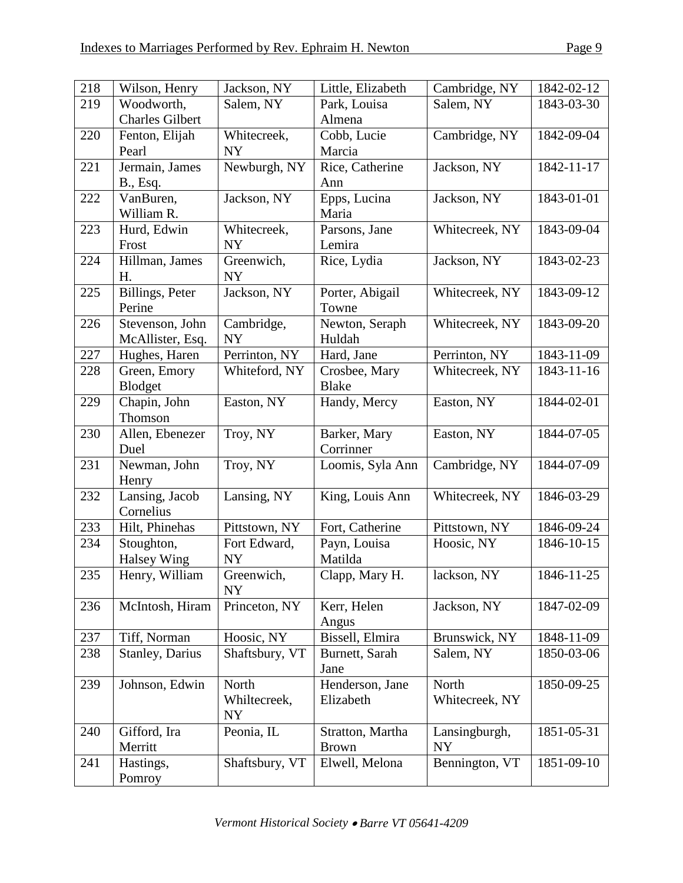| 218 | Wilson, Henry | Jackson, NY | Little, Elizabeth | Cambridge, NY | 1842-02-12 |
|---|---|---|---|---|---|
| 219 | Woodworth, Charles Gilbert | Salem, NY | Park, Louisa Almena | Salem, NY | 1843-03-30 |
| 220 | Fenton, Elijah Pearl | Whitecreek, NY | Cobb, Lucie Marcia | Cambridge, NY | 1842-09-04 |
| 221 | Jermain, James B., Esq. | Newburgh, NY | Rice, Catherine Ann | Jackson, NY | 1842-11-17 |
| 222 | VanBuren, William R. | Jackson, NY | Epps, Lucina Maria | Jackson, NY | 1843-01-01 |
| 223 | Hurd, Edwin Frost | Whitecreek, NY | Parsons, Jane Lemira | Whitecreek, NY | 1843-09-04 |
| 224 | Hillman, James H. | Greenwich, NY | Rice, Lydia | Jackson, NY | 1843-02-23 |
| 225 | Billings, Peter Perine | Jackson, NY | Porter, Abigail Towne | Whitecreek, NY | 1843-09-12 |
| 226 | Stevenson, John McAllister, Esq. | Cambridge, NY | Newton, Seraph Huldah | Whitecreek, NY | 1843-09-20 |
| 227 | Hughes, Haren | Perrinton, NY | Hard, Jane | Perrinton, NY | 1843-11-09 |
| 228 | Green, Emory Blodget | Whiteford, NY | Crosbee, Mary Blake | Whitecreek, NY | 1843-11-16 |
| 229 | Chapin, John Thomson | Easton, NY | Handy, Mercy | Easton, NY | 1844-02-01 |
| 230 | Allen, Ebenezer Duel | Troy, NY | Barker, Mary Corrinner | Easton, NY | 1844-07-05 |
| 231 | Newman, John Henry | Troy, NY | Loomis, Syla Ann | Cambridge, NY | 1844-07-09 |
| 232 | Lansing, Jacob Cornelius | Lansing, NY | King, Louis Ann | Whitecreek, NY | 1846-03-29 |
| 233 | Hilt, Phinehas | Pittstown, NY | Fort, Catherine | Pittstown, NY | 1846-09-24 |
| 234 | Stoughton, Halsey Wing | Fort Edward, NY | Payn, Louisa Matilda | Hoosic, NY | 1846-10-15 |
| 235 | Henry, William | Greenwich, NY | Clapp, Mary H. | lackson, NY | 1846-11-25 |
| 236 | McIntosh, Hiram | Princeton, NY | Kerr, Helen Angus | Jackson, NY | 1847-02-09 |
| 237 | Tiff, Norman | Hoosic, NY | Bissell, Elmira | Brunswick, NY | 1848-11-09 |
| 238 | Stanley, Darius | Shaftsbury, VT | Burnett, Sarah Jane | Salem, NY | 1850-03-06 |
| 239 | Johnson, Edwin | North Whiltecreek, NY | Henderson, Jane Elizabeth | North Whitecreek, NY | 1850-09-25 |
| 240 | Gifford, Ira Merritt | Peonia, IL | Stratton, Martha Brown | Lansingburgh, NY | 1851-05-31 |
| 241 | Hastings, Pomroy | Shaftsbury, VT | Elwell, Melona | Bennington, VT | 1851-09-10 |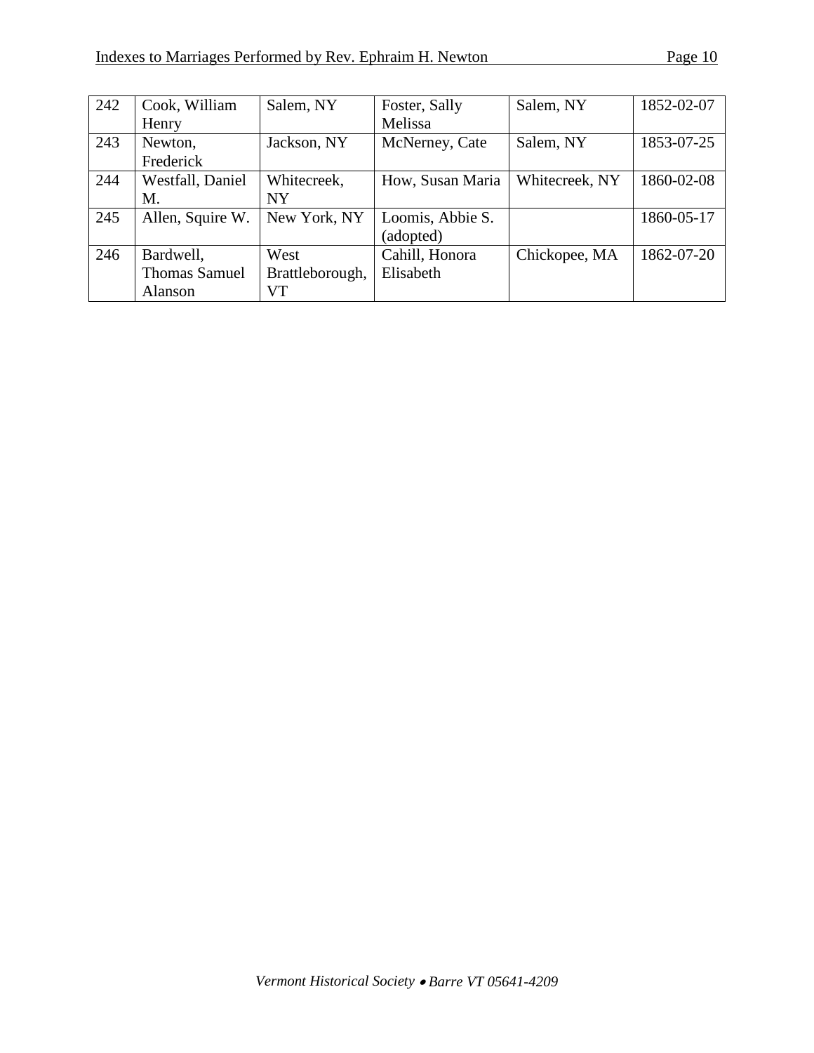| 242 | Cook, William Henry | Salem, NY | Foster, Sally Melissa | Salem, NY | 1852-02-07 |
|---|---|---|---|---|---|
| 243 | Newton, Frederick | Jackson, NY | McNerney, Cate | Salem, NY | 1853-07-25 |
| 244 | Westfall, Daniel M. | Whitecreek, NY | How, Susan Maria | Whitecreek, NY | 1860-02-08 |
| 245 | Allen, Squire W. | New York, NY | Loomis, Abbie S. (adopted) | | 1860-05-17 |
| 246 | Bardwell, Thomas Samuel Alanson | West Brattleborough, VT | Cahill, Honora Elisabeth | Chickopee, MA | 1862-07-20 |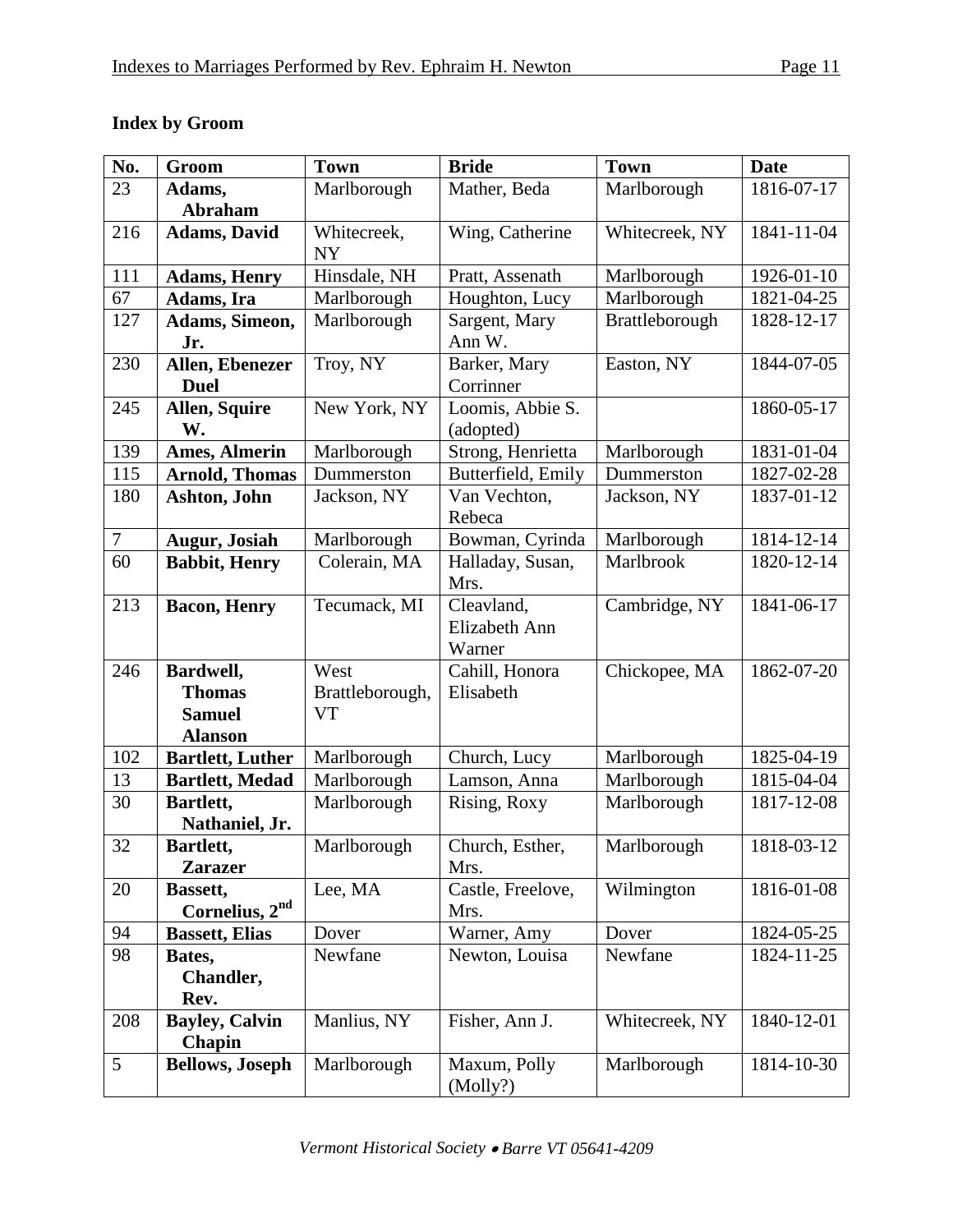**Index by Groom**

| No. | Groom | Town | Bride | Town | Date |
|---|---|---|---|---|---|
| 23 | **Adams, Abraham** | Marlborough | Mather, Beda | Marlborough | 1816-07-17 |
| 216 | **Adams, David** | Whitecreek, NY | Wing, Catherine | Whitecreek, NY | 1841-11-04 |
| 111 | **Adams, Henry** | Hinsdale, NH | Pratt, Assenath | Marlborough | 1926-01-10 |
| 67 | **Adams, Ira** | Marlborough | Houghton, Lucy | Marlborough | 1821-04-25 |
| 127 | **Adams, Simeon, Jr.** | Marlborough | Sargent, Mary Ann W. | Brattleborough | 1828-12-17 |
| 230 | **Allen, Ebenezer Duel** | Troy, NY | Barker, Mary Corrinner | Easton, NY | 1844-07-05 |
| 245 | **Allen, Squire W.** | New York, NY | Loomis, Abbie S. (adopted) | | 1860-05-17 |
| 139 | **Ames, Almerin** | Marlborough | Strong, Henrietta | Marlborough | 1831-01-04 |
| 115 | **Arnold, Thomas** | Dummerston | Butterfield, Emily | Dummerston | 1827-02-28 |
| 180 | **Ashton, John** | Jackson, NY | Van Vechton, Rebeca | Jackson, NY | 1837-01-12 |
| 7 | **Augur, Josiah** | Marlborough | Bowman, Cyrinda | Marlborough | 1814-12-14 |
| 60 | **Babbit, Henry** | Colerain, MA | Halladay, Susan, Mrs. | Marlbrook | 1820-12-14 |
| 213 | **Bacon, Henry** | Tecumack, MI | Cleavland, Elizabeth Ann Warner | Cambridge, NY | 1841-06-17 |
| 246 | **Bardwell, Thomas Samuel Alanson** | West Brattleborough, VT | Cahill, Honora Elisabeth | Chickopee, MA | 1862-07-20 |
| 102 | **Bartlett, Luther** | Marlborough | Church, Lucy | Marlborough | 1825-04-19 |
| 13 | **Bartlett, Medad** | Marlborough | Lamson, Anna | Marlborough | 1815-04-04 |
| 30 | **Bartlett, Nathaniel, Jr.** | Marlborough | Rising, Roxy | Marlborough | 1817-12-08 |
| 32 | **Bartlett, Zarazer** | Marlborough | Church, Esther, Mrs. | Marlborough | 1818-03-12 |
| 20 | **Bassett, Cornelius, 2nd** | Lee, MA | Castle, Freelove, Mrs. | Wilmington | 1816-01-08 |
| 94 | **Bassett, Elias** | Dover | Warner, Amy | Dover | 1824-05-25 |
| 98 | **Bates, Chandler, Rev.** | Newfane | Newton, Louisa | Newfane | 1824-11-25 |
| 208 | **Bayley, Calvin Chapin** | Manlius, NY | Fisher, Ann J. | Whitecreek, NY | 1840-12-01 |
| 5 | **Bellows, Joseph** | Marlborough | Maxum, Polly (Molly?) | Marlborough | 1814-10-30 |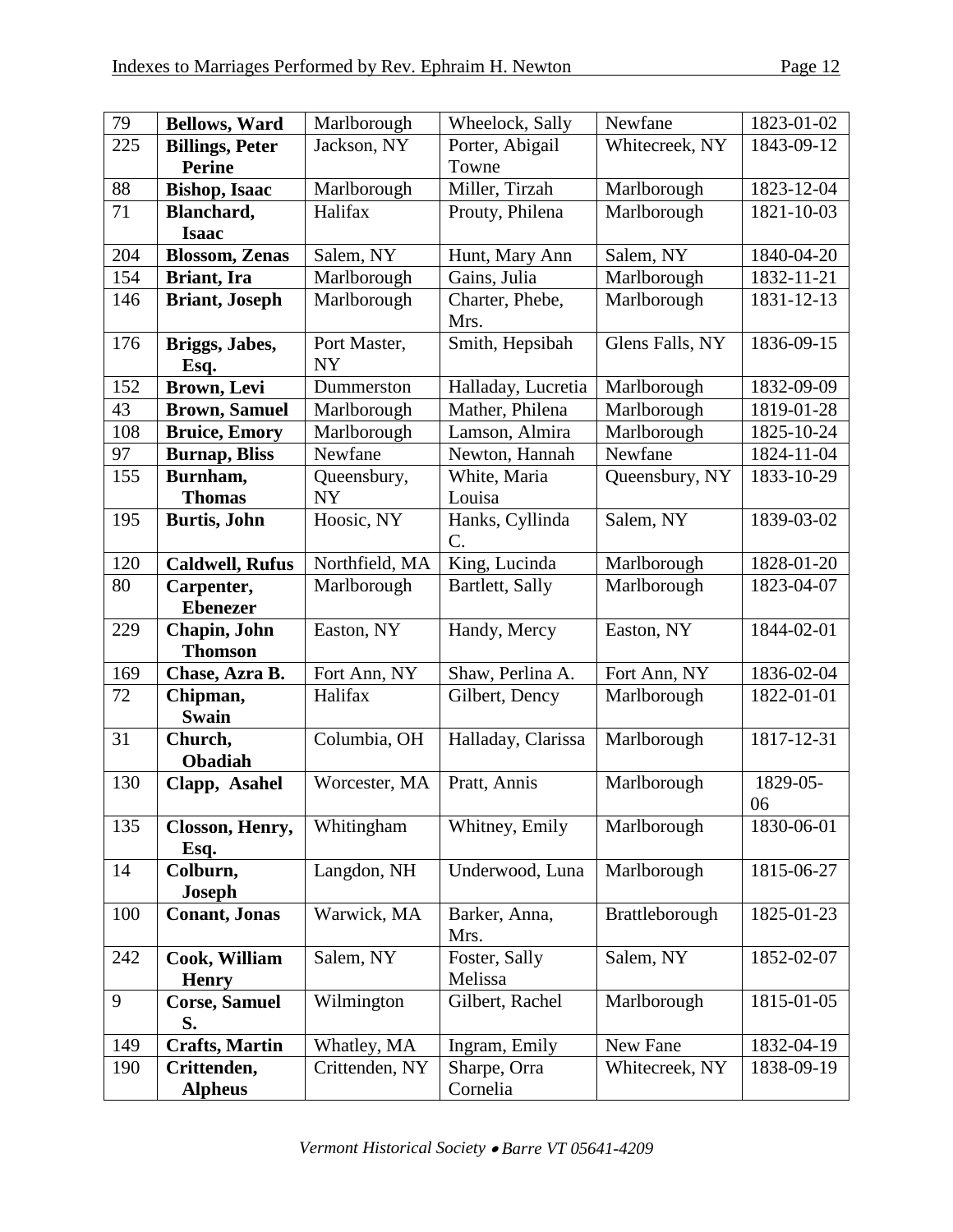| 79 | **Bellows, Ward** | Marlborough | Wheelock, Sally | Newfane | 1823-01-02 |
|---|---|---|---|---|---|
| 225 | **Billings, Peter Perine** | Jackson, NY | Porter, Abigail Towne | Whitecreek, NY | 1843-09-12 |
| 88 | **Bishop, Isaac** | Marlborough | Miller, Tirzah | Marlborough | 1823-12-04 |
| 71 | **Blanchard, Isaac** | Halifax | Prouty, Philena | Marlborough | 1821-10-03 |
| 204 | **Blossom, Zenas** | Salem, NY | Hunt, Mary Ann | Salem, NY | 1840-04-20 |
| 154 | **Briant, Ira** | Marlborough | Gains, Julia | Marlborough | 1832-11-21 |
| 146 | **Briant, Joseph** | Marlborough | Charter, Phebe, Mrs. | Marlborough | 1831-12-13 |
| 176 | **Briggs, Jabes, Esq.** | Port Master, NY | Smith, Hepsibah | Glens Falls, NY | 1836-09-15 |
| 152 | **Brown, Levi** | Dummerston | Halladay, Lucretia | Marlborough | 1832-09-09 |
| 43 | **Brown, Samuel** | Marlborough | Mather, Philena | Marlborough | 1819-01-28 |
| 108 | **Bruice, Emory** | Marlborough | Lamson, Almira | Marlborough | 1825-10-24 |
| 97 | **Burnap, Bliss** | Newfane | Newton, Hannah | Newfane | 1824-11-04 |
| 155 | **Burnham, Thomas** | Queensbury, NY | White, Maria Louisa | Queensbury, NY | 1833-10-29 |
| 195 | **Burtis, John** | Hoosic, NY | Hanks, Cyllinda C. | Salem, NY | 1839-03-02 |
| 120 | **Caldwell, Rufus** | Northfield, MA | King, Lucinda | Marlborough | 1828-01-20 |
| 80 | **Carpenter, Ebenezer** | Marlborough | Bartlett, Sally | Marlborough | 1823-04-07 |
| 229 | **Chapin, John Thomson** | Easton, NY | Handy, Mercy | Easton, NY | 1844-02-01 |
| 169 | **Chase, Azra B.** | Fort Ann, NY | Shaw, Perlina A. | Fort Ann, NY | 1836-02-04 |
| 72 | **Chipman, Swain** | Halifax | Gilbert, Dency | Marlborough | 1822-01-01 |
| 31 | **Church, Obadiah** | Columbia, OH | Halladay, Clarissa | Marlborough | 1817-12-31 |
| 130 | **Clapp, Asahel** | Worcester, MA | Pratt, Annis | Marlborough | 1829-05-06 |
| 135 | **Closson, Henry, Esq.** | Whitingham | Whitney, Emily | Marlborough | 1830-06-01 |
| 14 | **Colburn, Joseph** | Langdon, NH | Underwood, Luna | Marlborough | 1815-06-27 |
| 100 | **Conant, Jonas** | Warwick, MA | Barker, Anna, Mrs. | Brattleborough | 1825-01-23 |
| 242 | **Cook, William Henry** | Salem, NY | Foster, Sally Melissa | Salem, NY | 1852-02-07 |
| 9 | **Corse, Samuel S.** | Wilmington | Gilbert, Rachel | Marlborough | 1815-01-05 |
| 149 | **Crafts, Martin** | Whatley, MA | Ingram, Emily | New Fane | 1832-04-19 |
| 190 | **Crittenden, Alpheus** | Crittenden, NY | Sharpe, Orra Cornelia | Whitecreek, NY | 1838-09-19 |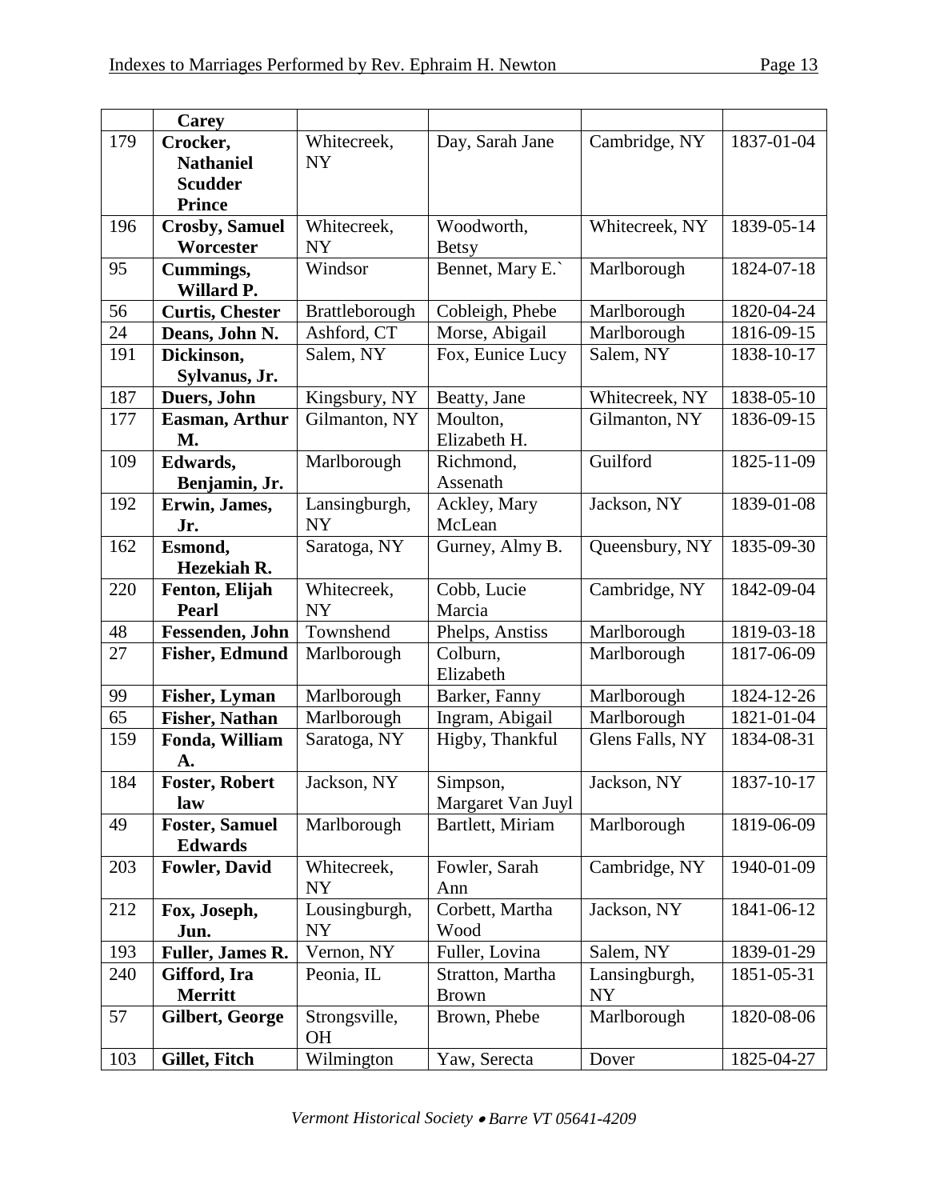| | Carey | | | | |
|---|---|---|---|---|---|
| 179 | **Crocker, Nathaniel Scudder Prince** | Whitecreek, NY | Day, Sarah Jane | Cambridge, NY | 1837-01-04 |
| 196 | **Crosby, Samuel Worcester** | Whitecreek, NY | Woodworth, Betsy | Whitecreek, NY | 1839-05-14 |
| 95 | **Cummings, Willard P.** | Windsor | Bennet, Mary E.` | Marlborough | 1824-07-18 |
| 56 | **Curtis, Chester** | Brattleborough | Cobleigh, Phebe | Marlborough | 1820-04-24 |
| 24 | **Deans, John N.** | Ashford, CT | Morse, Abigail | Marlborough | 1816-09-15 |
| 191 | **Dickinson, Sylvanus, Jr.** | Salem, NY | Fox, Eunice Lucy | Salem, NY | 1838-10-17 |
| 187 | **Duers, John** | Kingsbury, NY | Beatty, Jane | Whitecreek, NY | 1838-05-10 |
| 177 | **Easman, Arthur M.** | Gilmanton, NY | Moulton, Elizabeth H. | Gilmanton, NY | 1836-09-15 |
| 109 | **Edwards, Benjamin, Jr.** | Marlborough | Richmond, Assenath | Guilford | 1825-11-09 |
| 192 | **Erwin, James, Jr.** | Lansingburgh, NY | Ackley, Mary McLean | Jackson, NY | 1839-01-08 |
| 162 | **Esmond, Hezekiah R.** | Saratoga, NY | Gurney, Almy B. | Queensbury, NY | 1835-09-30 |
| 220 | **Fenton, Elijah Pearl** | Whitecreek, NY | Cobb, Lucie Marcia | Cambridge, NY | 1842-09-04 |
| 48 | **Fessenden, John** | Townshend | Phelps, Anstiss | Marlborough | 1819-03-18 |
| 27 | **Fisher, Edmund** | Marlborough | Colburn, Elizabeth | Marlborough | 1817-06-09 |
| 99 | **Fisher, Lyman** | Marlborough | Barker, Fanny | Marlborough | 1824-12-26 |
| 65 | **Fisher, Nathan** | Marlborough | Ingram, Abigail | Marlborough | 1821-01-04 |
| 159 | **Fonda, William A.** | Saratoga, NY | Higby, Thankful | Glens Falls, NY | 1834-08-31 |
| 184 | **Foster, Robert law** | Jackson, NY | Simpson, Margaret Van Juyl | Jackson, NY | 1837-10-17 |
| 49 | **Foster, Samuel Edwards** | Marlborough | Bartlett, Miriam | Marlborough | 1819-06-09 |
| 203 | **Fowler, David** | Whitecreek, NY | Fowler, Sarah Ann | Cambridge, NY | 1940-01-09 |
| 212 | **Fox, Joseph, Jun.** | Lousingburgh, NY | Corbett, Martha Wood | Jackson, NY | 1841-06-12 |
| 193 | **Fuller, James R.** | Vernon, NY | Fuller, Lovina | Salem, NY | 1839-01-29 |
| 240 | **Gifford, Ira Merritt** | Peonia, IL | Stratton, Martha Brown | Lansingburgh, NY | 1851-05-31 |
| 57 | **Gilbert, George** | Strongsville, OH | Brown, Phebe | Marlborough | 1820-08-06 |
| 103 | **Gillet, Fitch** | Wilmington | Yaw, Serecta | Dover | 1825-04-27 |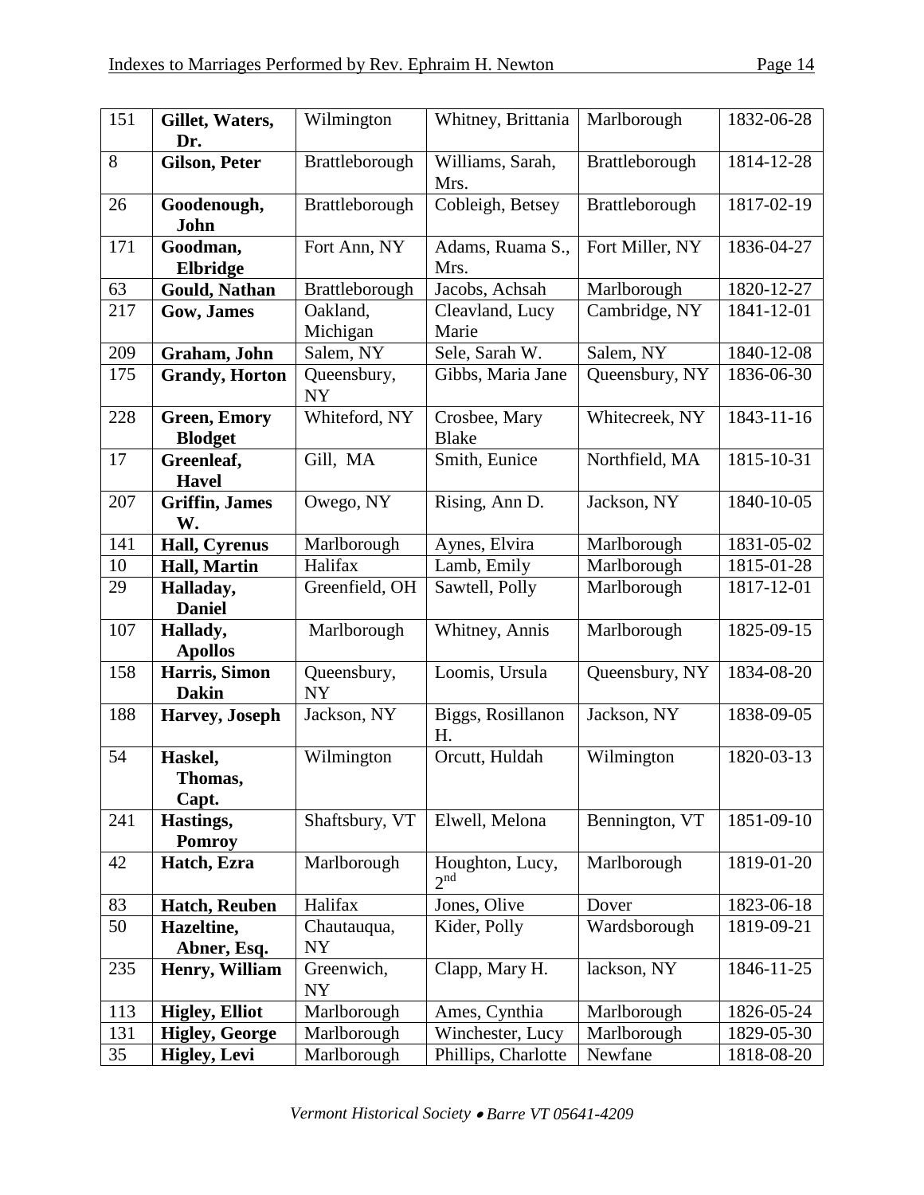| 151 | **Gillet, Waters, Dr.** | Wilmington | Whitney, Brittania | Marlborough | 1832-06-28 |
|---|---|---|---|---|---|
| 8 | **Gilson, Peter** | Brattleborough | Williams, Sarah, Mrs. | Brattleborough | 1814-12-28 |
| 26 | **Goodenough, John** | Brattleborough | Cobleigh, Betsey | Brattleborough | 1817-02-19 |
| 171 | **Goodman, Elbridge** | Fort Ann, NY | Adams, Ruama S., Mrs. | Fort Miller, NY | 1836-04-27 |
| 63 | **Gould, Nathan** | Brattleborough | Jacobs, Achsah | Marlborough | 1820-12-27 |
| 217 | **Gow, James** | Oakland, Michigan | Cleavland, Lucy Marie | Cambridge, NY | 1841-12-01 |
| 209 | **Graham, John** | Salem, NY | Sele, Sarah W. | Salem, NY | 1840-12-08 |
| 175 | **Grandy, Horton** | Queensbury, NY | Gibbs, Maria Jane | Queensbury, NY | 1836-06-30 |
| 228 | **Green, Emory Blodget** | Whiteford, NY | Crosbee, Mary Blake | Whitecreek, NY | 1843-11-16 |
| 17 | **Greenleaf, Havel** | Gill, MA | Smith, Eunice | Northfield, MA | 1815-10-31 |
| 207 | **Griffin, James W.** | Owego, NY | Rising, Ann D. | Jackson, NY | 1840-10-05 |
| 141 | **Hall, Cyrenus** | Marlborough | Aynes, Elvira | Marlborough | 1831-05-02 |
| 10 | **Hall, Martin** | Halifax | Lamb, Emily | Marlborough | 1815-01-28 |
| 29 | **Halladay, Daniel** | Greenfield, OH | Sawtell, Polly | Marlborough | 1817-12-01 |
| 107 | **Hallady, Apollos** | Marlborough | Whitney, Annis | Marlborough | 1825-09-15 |
| 158 | **Harris, Simon Dakin** | Queensbury, NY | Loomis, Ursula | Queensbury, NY | 1834-08-20 |
| 188 | **Harvey, Joseph** | Jackson, NY | Biggs, Rosillanon H. | Jackson, NY | 1838-09-05 |
| 54 | **Haskel, Thomas, Capt.** | Wilmington | Orcutt, Huldah | Wilmington | 1820-03-13 |
| 241 | **Hastings, Pomroy** | Shaftsbury, VT | Elwell, Melona | Bennington, VT | 1851-09-10 |
| 42 | **Hatch, Ezra** | Marlborough | Houghton, Lucy, 2nd | Marlborough | 1819-01-20 |
| 83 | **Hatch, Reuben** | Halifax | Jones, Olive | Dover | 1823-06-18 |
| 50 | **Hazeltine, Abner, Esq.** | Chautauqua, NY | Kider, Polly | Wardsborough | 1819-09-21 |
| 235 | **Henry, William** | Greenwich, NY | Clapp, Mary H. | lackson, NY | 1846-11-25 |
| 113 | **Higley, Elliot** | Marlborough | Ames, Cynthia | Marlborough | 1826-05-24 |
| 131 | **Higley, George** | Marlborough | Winchester, Lucy | Marlborough | 1829-05-30 |
| 35 | **Higley, Levi** | Marlborough | Phillips, Charlotte | Newfane | 1818-08-20 |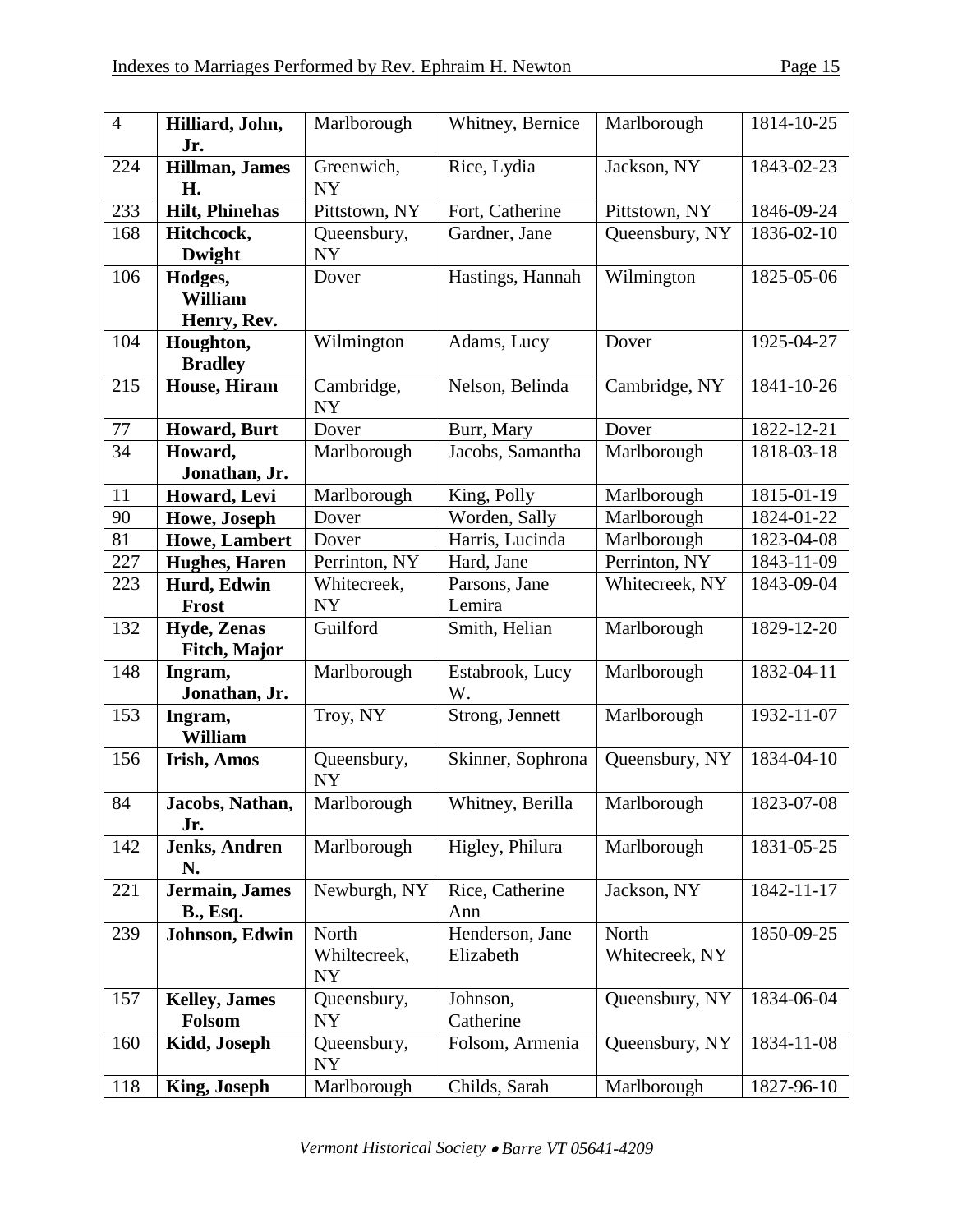| 4 | **Hilliard, John, Jr.** | Marlborough | Whitney, Bernice | Marlborough | 1814-10-25 |
|---|---|---|---|---|---|
| 224 | **Hillman, James H.** | Greenwich, NY | Rice, Lydia | Jackson, NY | 1843-02-23 |
| 233 | **Hilt, Phinehas** | Pittstown, NY | Fort, Catherine | Pittstown, NY | 1846-09-24 |
| 168 | **Hitchcock, Dwight** | Queensbury, NY | Gardner, Jane | Queensbury, NY | 1836-02-10 |
| 106 | **Hodges, William Henry, Rev.** | Dover | Hastings, Hannah | Wilmington | 1825-05-06 |
| 104 | **Houghton, Bradley** | Wilmington | Adams, Lucy | Dover | 1925-04-27 |
| 215 | **House, Hiram** | Cambridge, NY | Nelson, Belinda | Cambridge, NY | 1841-10-26 |
| 77 | **Howard, Burt** | Dover | Burr, Mary | Dover | 1822-12-21 |
| 34 | **Howard, Jonathan, Jr.** | Marlborough | Jacobs, Samantha | Marlborough | 1818-03-18 |
| 11 | **Howard, Levi** | Marlborough | King, Polly | Marlborough | 1815-01-19 |
| 90 | **Howe, Joseph** | Dover | Worden, Sally | Marlborough | 1824-01-22 |
| 81 | **Howe, Lambert** | Dover | Harris, Lucinda | Marlborough | 1823-04-08 |
| 227 | **Hughes, Haren** | Perrinton, NY | Hard, Jane | Perrinton, NY | 1843-11-09 |
| 223 | **Hurd, Edwin Frost** | Whitecreek, NY | Parsons, Jane Lemira | Whitecreek, NY | 1843-09-04 |
| 132 | **Hyde, Zenas Fitch, Major** | Guilford | Smith, Helian | Marlborough | 1829-12-20 |
| 148 | **Ingram, Jonathan, Jr.** | Marlborough | Estabrook, Lucy W. | Marlborough | 1832-04-11 |
| 153 | **Ingram, William** | Troy, NY | Strong, Jennett | Marlborough | 1932-11-07 |
| 156 | **Irish, Amos** | Queensbury, NY | Skinner, Sophrona | Queensbury, NY | 1834-04-10 |
| 84 | **Jacobs, Nathan, Jr.** | Marlborough | Whitney, Berilla | Marlborough | 1823-07-08 |
| 142 | **Jenks, Andren N.** | Marlborough | Higley, Philura | Marlborough | 1831-05-25 |
| 221 | **Jermain, James B., Esq.** | Newburgh, NY | Rice, Catherine Ann | Jackson, NY | 1842-11-17 |
| 239 | **Johnson, Edwin** | North Whiltecreek, NY | Henderson, Jane Elizabeth | North Whitecreek, NY | 1850-09-25 |
| 157 | **Kelley, James Folsom** | Queensbury, NY | Johnson, Catherine | Queensbury, NY | 1834-06-04 |
| 160 | **Kidd, Joseph** | Queensbury, NY | Folsom, Armenia | Queensbury, NY | 1834-11-08 |
| 118 | **King, Joseph** | Marlborough | Childs, Sarah | Marlborough | 1827-96-10 |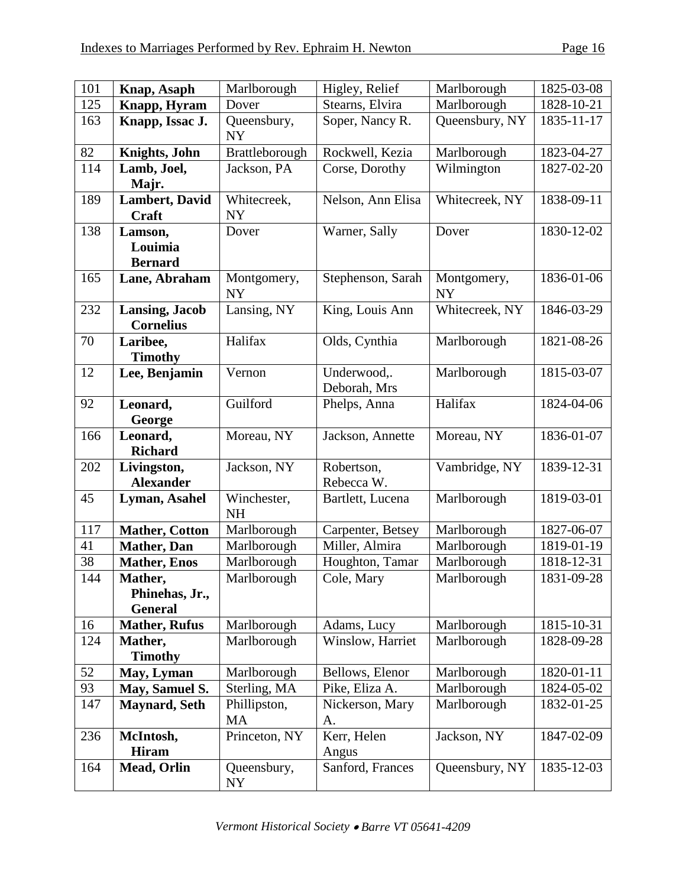| 101 | **Knap, Asaph** | Marlborough | Higley, Relief | Marlborough | 1825-03-08 |
|---|---|---|---|---|---|
| 125 | **Knapp, Hyram** | Dover | Stearns, Elvira | Marlborough | 1828-10-21 |
| 163 | **Knapp, Issac J.** | Queensbury, NY | Soper, Nancy R. | Queensbury, NY | 1835-11-17 |
| 82 | **Knights, John** | Brattleborough | Rockwell, Kezia | Marlborough | 1823-04-27 |
| 114 | **Lamb, Joel, Majr.** | Jackson, PA | Corse, Dorothy | Wilmington | 1827-02-20 |
| 189 | **Lambert, David Craft** | Whitecreek, NY | Nelson, Ann Elisa | Whitecreek, NY | 1838-09-11 |
| 138 | **Lamson, Louimia Bernard** | Dover | Warner, Sally | Dover | 1830-12-02 |
| 165 | **Lane, Abraham** | Montgomery, NY | Stephenson, Sarah | Montgomery, NY | 1836-01-06 |
| 232 | **Lansing, Jacob Cornelius** | Lansing, NY | King, Louis Ann | Whitecreek, NY | 1846-03-29 |
| 70 | **Laribee, Timothy** | Halifax | Olds, Cynthia | Marlborough | 1821-08-26 |
| 12 | **Lee, Benjamin** | Vernon | Underwood,. Deborah, Mrs | Marlborough | 1815-03-07 |
| 92 | **Leonard, George** | Guilford | Phelps, Anna | Halifax | 1824-04-06 |
| 166 | **Leonard, Richard** | Moreau, NY | Jackson, Annette | Moreau, NY | 1836-01-07 |
| 202 | **Livingston, Alexander** | Jackson, NY | Robertson, Rebecca W. | Vambridge, NY | 1839-12-31 |
| 45 | **Lyman, Asahel** | Winchester, NH | Bartlett, Lucena | Marlborough | 1819-03-01 |
| 117 | **Mather, Cotton** | Marlborough | Carpenter, Betsey | Marlborough | 1827-06-07 |
| 41 | **Mather, Dan** | Marlborough | Miller, Almira | Marlborough | 1819-01-19 |
| 38 | **Mather, Enos** | Marlborough | Houghton, Tamar | Marlborough | 1818-12-31 |
| 144 | **Mather, Phinehas, Jr., General** | Marlborough | Cole, Mary | Marlborough | 1831-09-28 |
| 16 | **Mather, Rufus** | Marlborough | Adams, Lucy | Marlborough | 1815-10-31 |
| 124 | **Mather, Timothy** | Marlborough | Winslow, Harriet | Marlborough | 1828-09-28 |
| 52 | **May, Lyman** | Marlborough | Bellows, Elenor | Marlborough | 1820-01-11 |
| 93 | **May, Samuel S.** | Sterling, MA | Pike, Eliza A. | Marlborough | 1824-05-02 |
| 147 | **Maynard, Seth** | Phillipston, MA | Nickerson, Mary A. | Marlborough | 1832-01-25 |
| 236 | **McIntosh, Hiram** | Princeton, NY | Kerr, Helen Angus | Jackson, NY | 1847-02-09 |
| 164 | **Mead, Orlin** | Queensbury, NY | Sanford, Frances | Queensbury, NY | 1835-12-03 |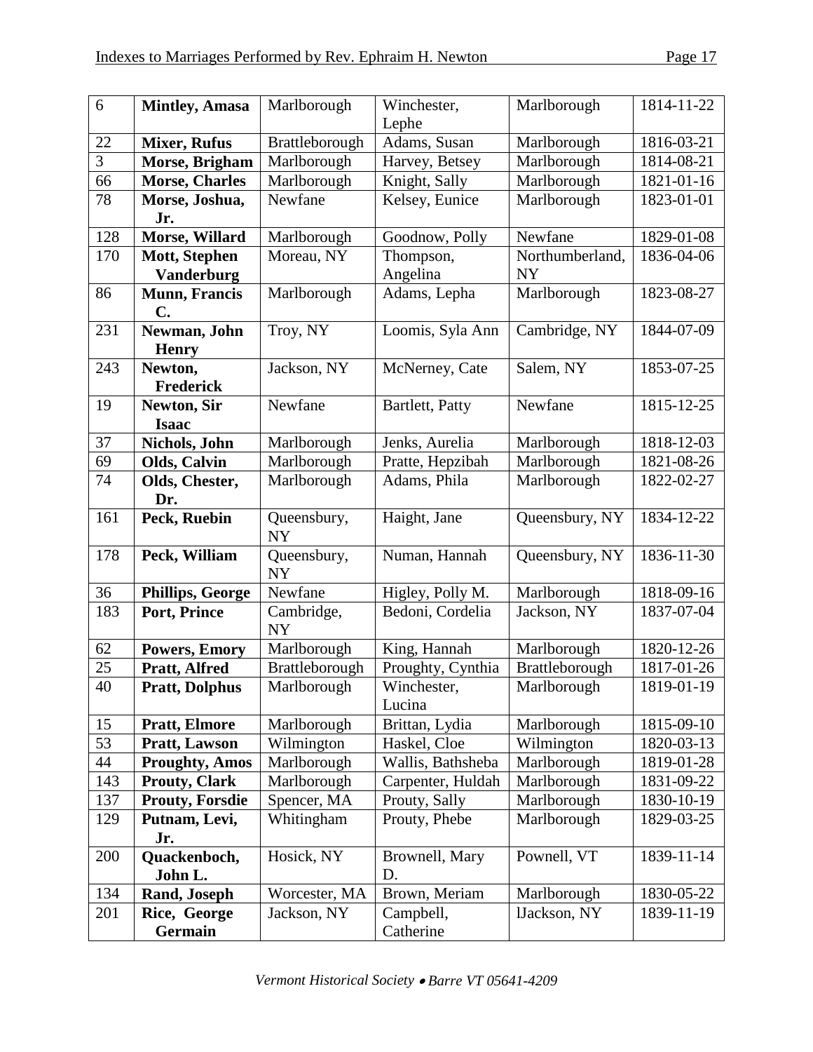| 6 | **Mintley, Amasa** | Marlborough | Winchester, Lephe | Marlborough | 1814-11-22 |
|---|---|---|---|---|---|
| 22 | **Mixer, Rufus** | Brattleborough | Adams, Susan | Marlborough | 1816-03-21 |
| 3 | **Morse, Brigham** | Marlborough | Harvey, Betsey | Marlborough | 1814-08-21 |
| 66 | **Morse, Charles** | Marlborough | Knight, Sally | Marlborough | 1821-01-16 |
| 78 | **Morse, Joshua, Jr.** | Newfane | Kelsey, Eunice | Marlborough | 1823-01-01 |
| 128 | **Morse, Willard** | Marlborough | Goodnow, Polly | Newfane | 1829-01-08 |
| 170 | **Mott, Stephen Vanderburg** | Moreau, NY | Thompson, Angelina | Northumberland, NY | 1836-04-06 |
| 86 | **Munn, Francis C.** | Marlborough | Adams, Lepha | Marlborough | 1823-08-27 |
| 231 | **Newman, John Henry** | Troy, NY | Loomis, Syla Ann | Cambridge, NY | 1844-07-09 |
| 243 | **Newton, Frederick** | Jackson, NY | McNerney, Cate | Salem, NY | 1853-07-25 |
| 19 | **Newton, Sir Isaac** | Newfane | Bartlett, Patty | Newfane | 1815-12-25 |
| 37 | **Nichols, John** | Marlborough | Jenks, Aurelia | Marlborough | 1818-12-03 |
| 69 | **Olds, Calvin** | Marlborough | Pratte, Hepzibah | Marlborough | 1821-08-26 |
| 74 | **Olds, Chester, Dr.** | Marlborough | Adams, Phila | Marlborough | 1822-02-27 |
| 161 | **Peck, Ruebin** | Queensbury, NY | Haight, Jane | Queensbury, NY | 1834-12-22 |
| 178 | **Peck, William** | Queensbury, NY | Numan, Hannah | Queensbury, NY | 1836-11-30 |
| 36 | **Phillips, George** | Newfane | Higley, Polly M. | Marlborough | 1818-09-16 |
| 183 | **Port, Prince** | Cambridge, NY | Bedoni, Cordelia | Jackson, NY | 1837-07-04 |
| 62 | **Powers, Emory** | Marlborough | King, Hannah | Marlborough | 1820-12-26 |
| 25 | **Pratt, Alfred** | Brattleborough | Proughty, Cynthia | Brattleborough | 1817-01-26 |
| 40 | **Pratt, Dolphus** | Marlborough | Winchester, Lucina | Marlborough | 1819-01-19 |
| 15 | **Pratt, Elmore** | Marlborough | Brittan, Lydia | Marlborough | 1815-09-10 |
| 53 | **Pratt, Lawson** | Wilmington | Haskel, Cloe | Wilmington | 1820-03-13 |
| 44 | **Proughty, Amos** | Marlborough | Wallis, Bathsheba | Marlborough | 1819-01-28 |
| 143 | **Prouty, Clark** | Marlborough | Carpenter, Huldah | Marlborough | 1831-09-22 |
| 137 | **Prouty, Forsdie** | Spencer, MA | Prouty, Sally | Marlborough | 1830-10-19 |
| 129 | **Putnam, Levi, Jr.** | Whitingham | Prouty, Phebe | Marlborough | 1829-03-25 |
| 200 | **Quackenboch, John L.** | Hosick, NY | Brownell, Mary D. | Pownell, VT | 1839-11-14 |
| 134 | **Rand, Joseph** | Worcester, MA | Brown, Meriam | Marlborough | 1830-05-22 |
| 201 | **Rice, George Germain** | Jackson, NY | Campbell, Catherine | lJackson, NY | 1839-11-19 |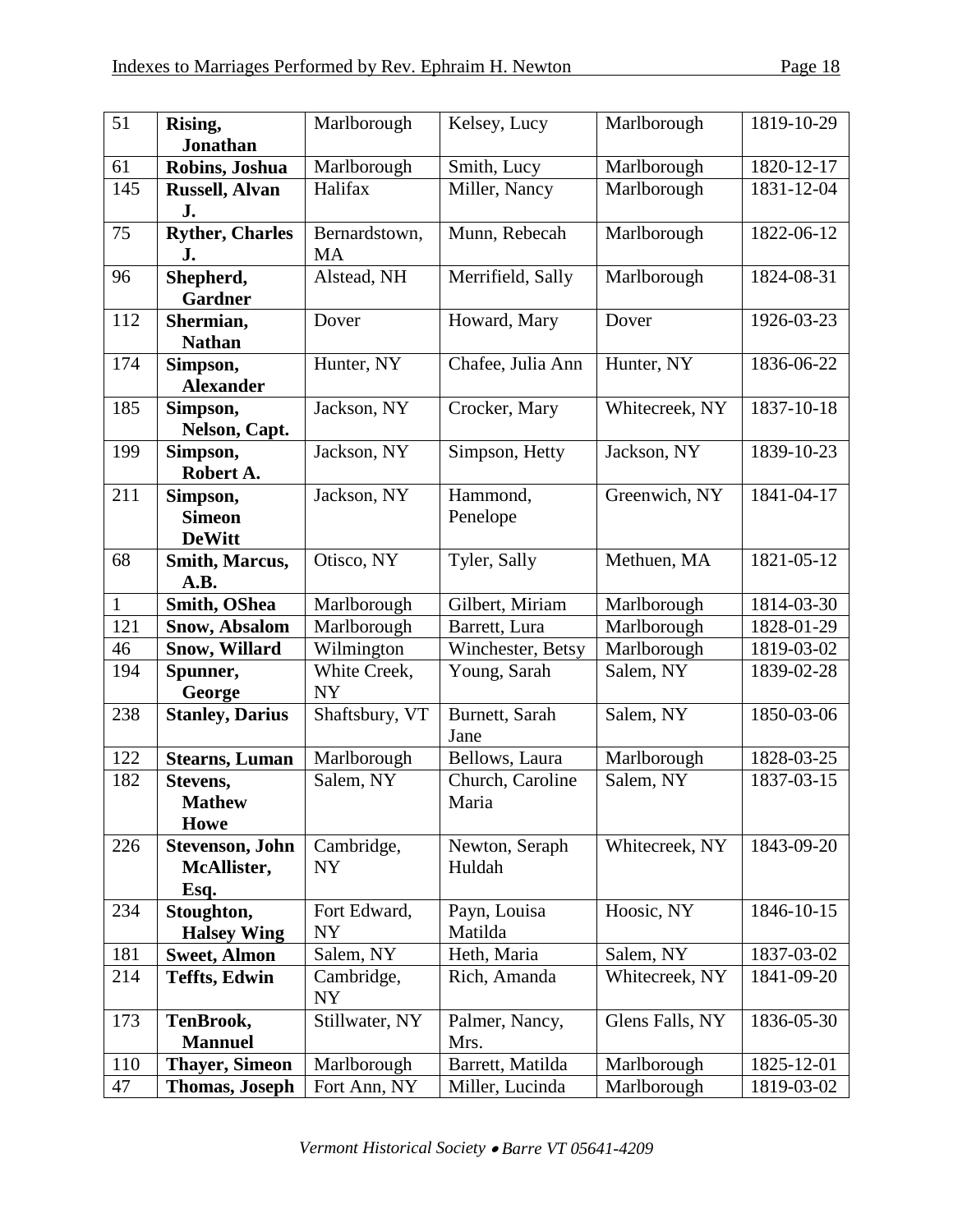| 51 | **Rising, Jonathan** | Marlborough | Kelsey, Lucy | Marlborough | 1819-10-29 |
|---|---|---|---|---|---|
| 61 | **Robins, Joshua** | Marlborough | Smith, Lucy | Marlborough | 1820-12-17 |
| 145 | **Russell, Alvan J.** | Halifax | Miller, Nancy | Marlborough | 1831-12-04 |
| 75 | **Ryther, Charles J.** | Bernardstown, MA | Munn, Rebecah | Marlborough | 1822-06-12 |
| 96 | **Shepherd, Gardner** | Alstead, NH | Merrifield, Sally | Marlborough | 1824-08-31 |
| 112 | **Shermian, Nathan** | Dover | Howard, Mary | Dover | 1926-03-23 |
| 174 | **Simpson, Alexander** | Hunter, NY | Chafee, Julia Ann | Hunter, NY | 1836-06-22 |
| 185 | **Simpson, Nelson, Capt.** | Jackson, NY | Crocker, Mary | Whitecreek, NY | 1837-10-18 |
| 199 | **Simpson, Robert A.** | Jackson, NY | Simpson, Hetty | Jackson, NY | 1839-10-23 |
| 211 | **Simpson, Simeon DeWitt** | Jackson, NY | Hammond, Penelope | Greenwich, NY | 1841-04-17 |
| 68 | **Smith, Marcus, A.B.** | Otisco, NY | Tyler, Sally | Methuen, MA | 1821-05-12 |
| 1 | **Smith, OShea** | Marlborough | Gilbert, Miriam | Marlborough | 1814-03-30 |
| 121 | **Snow, Absalom** | Marlborough | Barrett, Lura | Marlborough | 1828-01-29 |
| 46 | **Snow, Willard** | Wilmington | Winchester, Betsy | Marlborough | 1819-03-02 |
| 194 | **Spunner, George** | White Creek, NY | Young, Sarah | Salem, NY | 1839-02-28 |
| 238 | **Stanley, Darius** | Shaftsbury, VT | Burnett, Sarah Jane | Salem, NY | 1850-03-06 |
| 122 | **Stearns, Luman** | Marlborough | Bellows, Laura | Marlborough | 1828-03-25 |
| 182 | **Stevens, Mathew Howe** | Salem, NY | Church, Caroline Maria | Salem, NY | 1837-03-15 |
| 226 | **Stevenson, John McAllister, Esq.** | Cambridge, NY | Newton, Seraph Huldah | Whitecreek, NY | 1843-09-20 |
| 234 | **Stoughton, Halsey Wing** | Fort Edward, NY | Payn, Louisa Matilda | Hoosic, NY | 1846-10-15 |
| 181 | **Sweet, Almon** | Salem, NY | Heth, Maria | Salem, NY | 1837-03-02 |
| 214 | **Teffts, Edwin** | Cambridge, NY | Rich, Amanda | Whitecreek, NY | 1841-09-20 |
| 173 | **TenBrook, Mannuel** | Stillwater, NY | Palmer, Nancy, Mrs. | Glens Falls, NY | 1836-05-30 |
| 110 | **Thayer, Simeon** | Marlborough | Barrett, Matilda | Marlborough | 1825-12-01 |
| 47 | **Thomas, Joseph** | Fort Ann, NY | Miller, Lucinda | Marlborough | 1819-03-02 |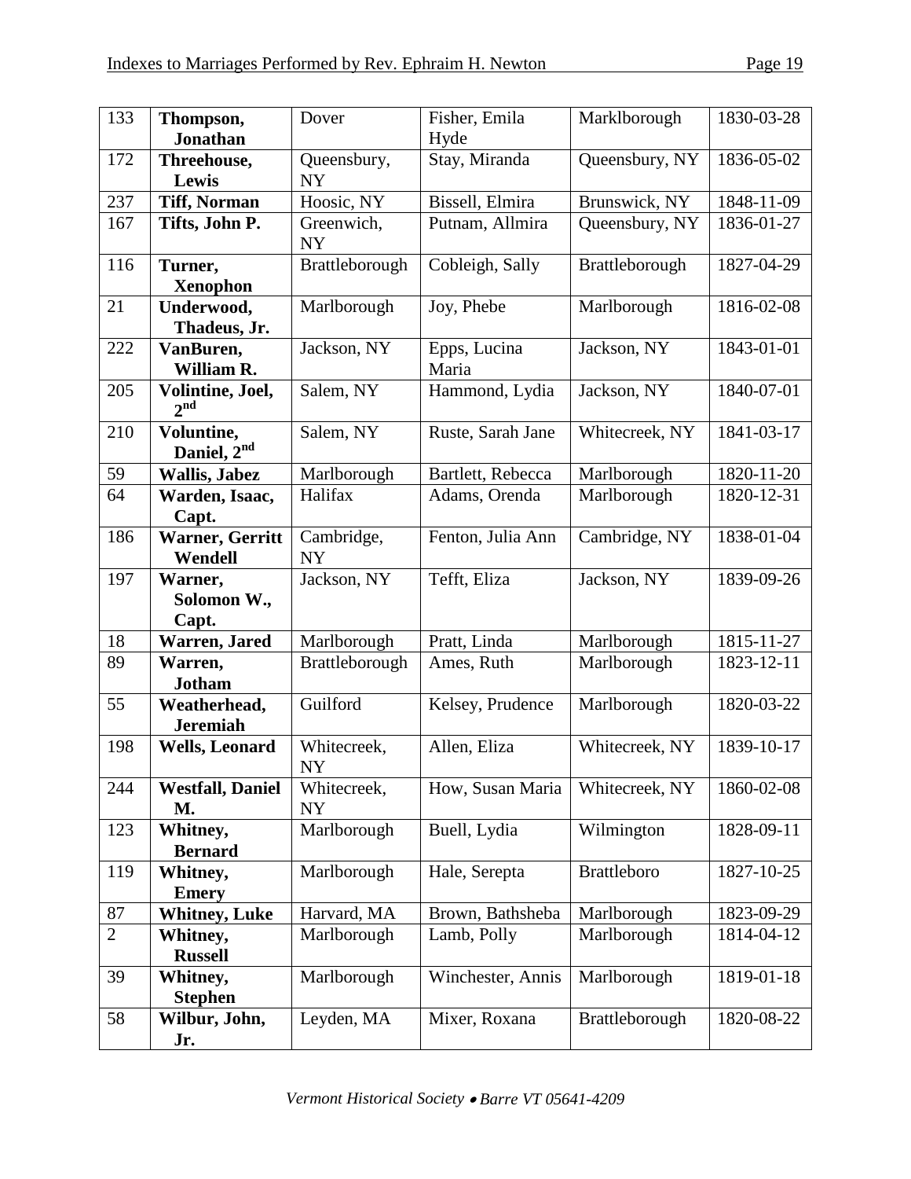| 133 | **Thompson, Jonathan** | Dover | Fisher, Emila Hyde | Marklborough | 1830-03-28 |
|---|---|---|---|---|---|
| 172 | **Threehouse, Lewis** | Queensbury, NY | Stay, Miranda | Queensbury, NY | 1836-05-02 |
| 237 | **Tiff, Norman** | Hoosic, NY | Bissell, Elmira | Brunswick, NY | 1848-11-09 |
| 167 | **Tifts, John P.** | Greenwich, NY | Putnam, Allmira | Queensbury, NY | 1836-01-27 |
| 116 | **Turner, Xenophon** | Brattleborough | Cobleigh, Sally | Brattleborough | 1827-04-29 |
| 21 | **Underwood, Thadeus, Jr.** | Marlborough | Joy, Phebe | Marlborough | 1816-02-08 |
| 222 | **VanBuren, William R.** | Jackson, NY | Epps, Lucina Maria | Jackson, NY | 1843-01-01 |
| 205 | **Volintine, Joel, 2nd** | Salem, NY | Hammond, Lydia | Jackson, NY | 1840-07-01 |
| 210 | **Voluntine, Daniel, 2nd** | Salem, NY | Ruste, Sarah Jane | Whitecreek, NY | 1841-03-17 |
| 59 | **Wallis, Jabez** | Marlborough | Bartlett, Rebecca | Marlborough | 1820-11-20 |
| 64 | **Warden, Isaac, Capt.** | Halifax | Adams, Orenda | Marlborough | 1820-12-31 |
| 186 | **Warner, Gerritt Wendell** | Cambridge, NY | Fenton, Julia Ann | Cambridge, NY | 1838-01-04 |
| 197 | **Warner, Solomon W., Capt.** | Jackson, NY | Tefft, Eliza | Jackson, NY | 1839-09-26 |
| 18 | **Warren, Jared** | Marlborough | Pratt, Linda | Marlborough | 1815-11-27 |
| 89 | **Warren, Jotham** | Brattleborough | Ames, Ruth | Marlborough | 1823-12-11 |
| 55 | **Weatherhead, Jeremiah** | Guilford | Kelsey, Prudence | Marlborough | 1820-03-22 |
| 198 | **Wells, Leonard** | Whitecreek, NY | Allen, Eliza | Whitecreek, NY | 1839-10-17 |
| 244 | **Westfall, Daniel M.** | Whitecreek, NY | How, Susan Maria | Whitecreek, NY | 1860-02-08 |
| 123 | **Whitney, Bernard** | Marlborough | Buell, Lydia | Wilmington | 1828-09-11 |
| 119 | **Whitney, Emery** | Marlborough | Hale, Serepta | Brattleboro | 1827-10-25 |
| 87 | **Whitney, Luke** | Harvard, MA | Brown, Bathsheba | Marlborough | 1823-09-29 |
| 2 | **Whitney, Russell** | Marlborough | Lamb, Polly | Marlborough | 1814-04-12 |
| 39 | **Whitney, Stephen** | Marlborough | Winchester, Annis | Marlborough | 1819-01-18 |
| 58 | **Wilbur, John, Jr.** | Leyden, MA | Mixer, Roxana | Brattleborough | 1820-08-22 |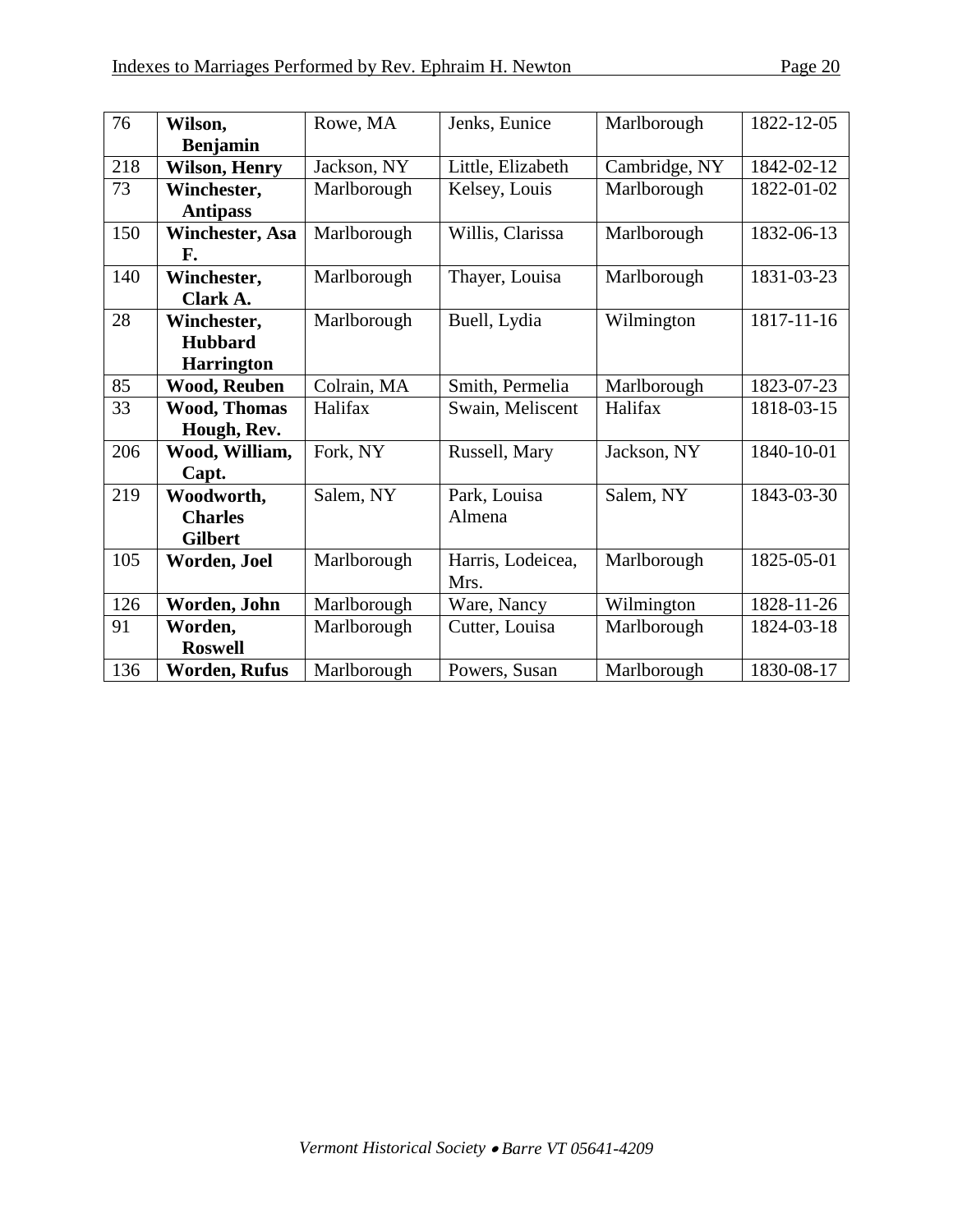| 76 | **Wilson, Benjamin** | Rowe, MA | Jenks, Eunice | Marlborough | 1822-12-05 |
|---|---|---|---|---|---|
| 218 | **Wilson, Henry** | Jackson, NY | Little, Elizabeth | Cambridge, NY | 1842-02-12 |
| 73 | **Winchester, Antipass** | Marlborough | Kelsey, Louis | Marlborough | 1822-01-02 |
| 150 | **Winchester, Asa F.** | Marlborough | Willis, Clarissa | Marlborough | 1832-06-13 |
| 140 | **Winchester, Clark A.** | Marlborough | Thayer, Louisa | Marlborough | 1831-03-23 |
| 28 | **Winchester, Hubbard Harrington** | Marlborough | Buell, Lydia | Wilmington | 1817-11-16 |
| 85 | **Wood, Reuben** | Colrain, MA | Smith, Permelia | Marlborough | 1823-07-23 |
| 33 | **Wood, Thomas Hough, Rev.** | Halifax | Swain, Meliscent | Halifax | 1818-03-15 |
| 206 | **Wood, William, Capt.** | Fork, NY | Russell, Mary | Jackson, NY | 1840-10-01 |
| 219 | **Woodworth, Charles Gilbert** | Salem, NY | Park, Louisa Almena | Salem, NY | 1843-03-30 |
| 105 | **Worden, Joel** | Marlborough | Harris, Lodeicea, Mrs. | Marlborough | 1825-05-01 |
| 126 | **Worden, John** | Marlborough | Ware, Nancy | Wilmington | 1828-11-26 |
| 91 | **Worden, Roswell** | Marlborough | Cutter, Louisa | Marlborough | 1824-03-18 |
| 136 | **Worden, Rufus** | Marlborough | Powers, Susan | Marlborough | 1830-08-17 |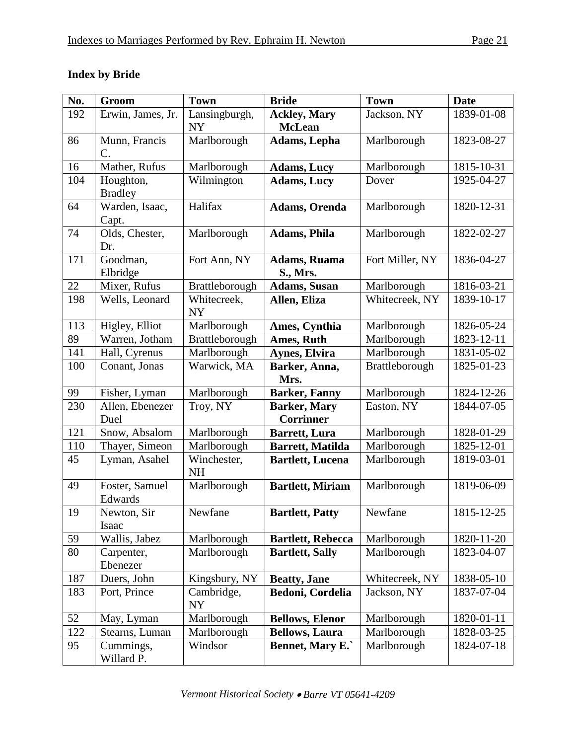**Index by Bride**

| No. | Groom | Town | Bride | Town | Date |
|---|---|---|---|---|---|
| 192 | Erwin, James, Jr. | Lansingburgh, NY | **Ackley, Mary McLean** | Jackson, NY | 1839-01-08 |
| 86 | Munn, Francis C. | Marlborough | **Adams, Lepha** | Marlborough | 1823-08-27 |
| 16 | Mather, Rufus | Marlborough | **Adams, Lucy** | Marlborough | 1815-10-31 |
| 104 | Houghton, Bradley | Wilmington | **Adams, Lucy** | Dover | 1925-04-27 |
| 64 | Warden, Isaac, Capt. | Halifax | **Adams, Orenda** | Marlborough | 1820-12-31 |
| 74 | Olds, Chester, Dr. | Marlborough | **Adams, Phila** | Marlborough | 1822-02-27 |
| 171 | Goodman, Elbridge | Fort Ann, NY | **Adams, Ruama S., Mrs.** | Fort Miller, NY | 1836-04-27 |
| 22 | Mixer, Rufus | Brattleborough | **Adams, Susan** | Marlborough | 1816-03-21 |
| 198 | Wells, Leonard | Whitecreek, NY | **Allen, Eliza** | Whitecreek, NY | 1839-10-17 |
| 113 | Higley, Elliot | Marlborough | **Ames, Cynthia** | Marlborough | 1826-05-24 |
| 89 | Warren, Jotham | Brattleborough | **Ames, Ruth** | Marlborough | 1823-12-11 |
| 141 | Hall, Cyrenus | Marlborough | **Aynes, Elvira** | Marlborough | 1831-05-02 |
| 100 | Conant, Jonas | Warwick, MA | **Barker, Anna, Mrs.** | Brattleborough | 1825-01-23 |
| 99 | Fisher, Lyman | Marlborough | **Barker, Fanny** | Marlborough | 1824-12-26 |
| 230 | Allen, Ebenezer Duel | Troy, NY | **Barker, Mary Corrinner** | Easton, NY | 1844-07-05 |
| 121 | Snow, Absalom | Marlborough | **Barrett, Lura** | Marlborough | 1828-01-29 |
| 110 | Thayer, Simeon | Marlborough | **Barrett, Matilda** | Marlborough | 1825-12-01 |
| 45 | Lyman, Asahel | Winchester, NH | **Bartlett, Lucena** | Marlborough | 1819-03-01 |
| 49 | Foster, Samuel Edwards | Marlborough | **Bartlett, Miriam** | Marlborough | 1819-06-09 |
| 19 | Newton, Sir Isaac | Newfane | **Bartlett, Patty** | Newfane | 1815-12-25 |
| 59 | Wallis, Jabez | Marlborough | **Bartlett, Rebecca** | Marlborough | 1820-11-20 |
| 80 | Carpenter, Ebenezer | Marlborough | **Bartlett, Sally** | Marlborough | 1823-04-07 |
| 187 | Duers, John | Kingsbury, NY | **Beatty, Jane** | Whitecreek, NY | 1838-05-10 |
| 183 | Port, Prince | Cambridge, NY | **Bedoni, Cordelia** | Jackson, NY | 1837-07-04 |
| 52 | May, Lyman | Marlborough | **Bellows, Elenor** | Marlborough | 1820-01-11 |
| 122 | Stearns, Luman | Marlborough | **Bellows, Laura** | Marlborough | 1828-03-25 |
| 95 | Cummings, Willard P. | Windsor | **Bennet, Mary E.`** | Marlborough | 1824-07-18 |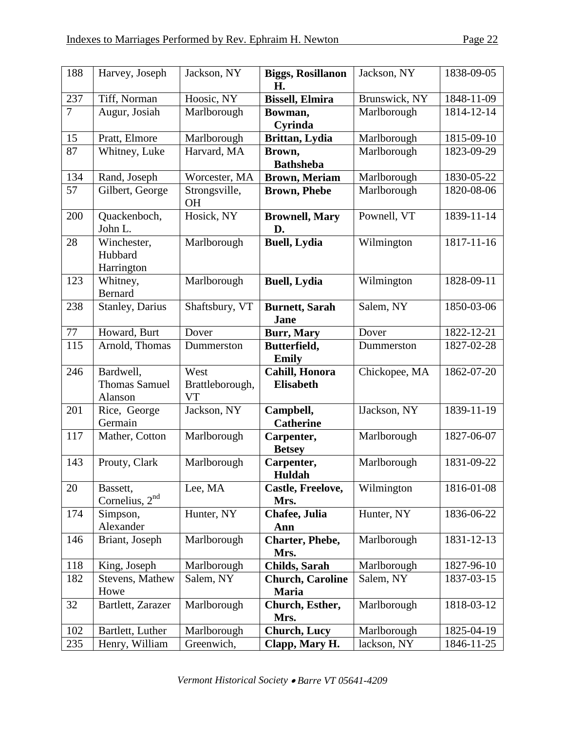| 188 | Harvey, Joseph | Jackson, NY | **Biggs, Rosillanon H.** | Jackson, NY | 1838-09-05 |
|---|---|---|---|---|---|
| 237 | Tiff, Norman | Hoosic, NY | **Bissell, Elmira** | Brunswick, NY | 1848-11-09 |
| 7 | Augur, Josiah | Marlborough | **Bowman, Cyrinda** | Marlborough | 1814-12-14 |
| 15 | Pratt, Elmore | Marlborough | **Brittan, Lydia** | Marlborough | 1815-09-10 |
| 87 | Whitney, Luke | Harvard, MA | **Brown, Bathsheba** | Marlborough | 1823-09-29 |
| 134 | Rand, Joseph | Worcester, MA | **Brown, Meriam** | Marlborough | 1830-05-22 |
| 57 | Gilbert, George | Strongsville, OH | **Brown, Phebe** | Marlborough | 1820-08-06 |
| 200 | Quackenboch, John L. | Hosick, NY | **Brownell, Mary D.** | Pownell, VT | 1839-11-14 |
| 28 | Winchester, Hubbard Harrington | Marlborough | **Buell, Lydia** | Wilmington | 1817-11-16 |
| 123 | Whitney, Bernard | Marlborough | **Buell, Lydia** | Wilmington | 1828-09-11 |
| 238 | Stanley, Darius | Shaftsbury, VT | **Burnett, Sarah Jane** | Salem, NY | 1850-03-06 |
| 77 | Howard, Burt | Dover | **Burr, Mary** | Dover | 1822-12-21 |
| 115 | Arnold, Thomas | Dummerston | **Butterfield, Emily** | Dummerston | 1827-02-28 |
| 246 | Bardwell, Thomas Samuel Alanson | West Brattleborough, VT | **Cahill, Honora Elisabeth** | Chickopee, MA | 1862-07-20 |
| 201 | Rice, George Germain | Jackson, NY | **Campbell, Catherine** | lJackson, NY | 1839-11-19 |
| 117 | Mather, Cotton | Marlborough | **Carpenter, Betsey** | Marlborough | 1827-06-07 |
| 143 | Prouty, Clark | Marlborough | **Carpenter, Huldah** | Marlborough | 1831-09-22 |
| 20 | Bassett, Cornelius, 2nd | Lee, MA | **Castle, Freelove, Mrs.** | Wilmington | 1816-01-08 |
| 174 | Simpson, Alexander | Hunter, NY | **Chafee, Julia Ann** | Hunter, NY | 1836-06-22 |
| 146 | Briant, Joseph | Marlborough | **Charter, Phebe, Mrs.** | Marlborough | 1831-12-13 |
| 118 | King, Joseph | Marlborough | **Childs, Sarah** | Marlborough | 1827-96-10 |
| 182 | Stevens, Mathew Howe | Salem, NY | **Church, Caroline Maria** | Salem, NY | 1837-03-15 |
| 32 | Bartlett, Zarazer | Marlborough | **Church, Esther, Mrs.** | Marlborough | 1818-03-12 |
| 102 | Bartlett, Luther | Marlborough | **Church, Lucy** | Marlborough | 1825-04-19 |
| 235 | Henry, William | Greenwich, | **Clapp, Mary H.** | lackson, NY | 1846-11-25 |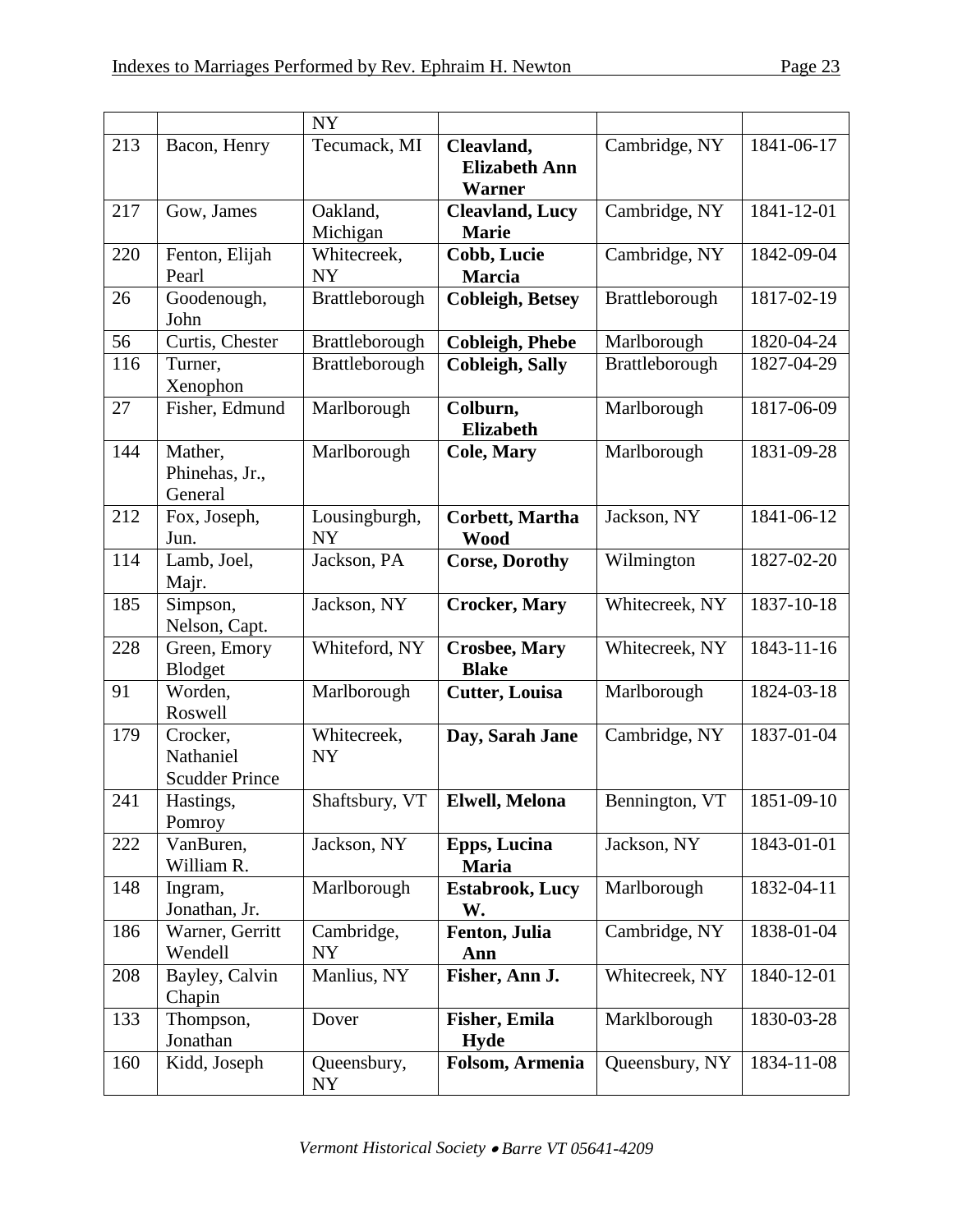| | | NY | | | |
|---|---|---|---|---|---|
| 213 | Bacon, Henry | Tecumack, MI | **Cleavland, Elizabeth Ann Warner** | Cambridge, NY | 1841-06-17 |
| 217 | Gow, James | Oakland, Michigan | **Cleavland, Lucy Marie** | Cambridge, NY | 1841-12-01 |
| 220 | Fenton, Elijah Pearl | Whitecreek, NY | **Cobb, Lucie Marcia** | Cambridge, NY | 1842-09-04 |
| 26 | Goodenough, John | Brattleborough | **Cobleigh, Betsey** | Brattleborough | 1817-02-19 |
| 56 | Curtis, Chester | Brattleborough | **Cobleigh, Phebe** | Marlborough | 1820-04-24 |
| 116 | Turner, Xenophon | Brattleborough | **Cobleigh, Sally** | Brattleborough | 1827-04-29 |
| 27 | Fisher, Edmund | Marlborough | **Colburn, Elizabeth** | Marlborough | 1817-06-09 |
| 144 | Mather, Phinehas, Jr., General | Marlborough | **Cole, Mary** | Marlborough | 1831-09-28 |
| 212 | Fox, Joseph, Jun. | Lousingburgh, NY | **Corbett, Martha Wood** | Jackson, NY | 1841-06-12 |
| 114 | Lamb, Joel, Majr. | Jackson, PA | **Corse, Dorothy** | Wilmington | 1827-02-20 |
| 185 | Simpson, Nelson, Capt. | Jackson, NY | **Crocker, Mary** | Whitecreek, NY | 1837-10-18 |
| 228 | Green, Emory Blodget | Whiteford, NY | **Crosbee, Mary Blake** | Whitecreek, NY | 1843-11-16 |
| 91 | Worden, Roswell | Marlborough | **Cutter, Louisa** | Marlborough | 1824-03-18 |
| 179 | Crocker, Nathaniel Scudder Prince | Whitecreek, NY | **Day, Sarah Jane** | Cambridge, NY | 1837-01-04 |
| 241 | Hastings, Pomroy | Shaftsbury, VT | **Elwell, Melona** | Bennington, VT | 1851-09-10 |
| 222 | VanBuren, William R. | Jackson, NY | **Epps, Lucina Maria** | Jackson, NY | 1843-01-01 |
| 148 | Ingram, Jonathan, Jr. | Marlborough | **Estabrook, Lucy W.** | Marlborough | 1832-04-11 |
| 186 | Warner, Gerritt Wendell | Cambridge, NY | **Fenton, Julia Ann** | Cambridge, NY | 1838-01-04 |
| 208 | Bayley, Calvin Chapin | Manlius, NY | **Fisher, Ann J.** | Whitecreek, NY | 1840-12-01 |
| 133 | Thompson, Jonathan | Dover | **Fisher, Emila Hyde** | Marklborough | 1830-03-28 |
| 160 | Kidd, Joseph | Queensbury, NY | **Folsom, Armenia** | Queensbury, NY | 1834-11-08 |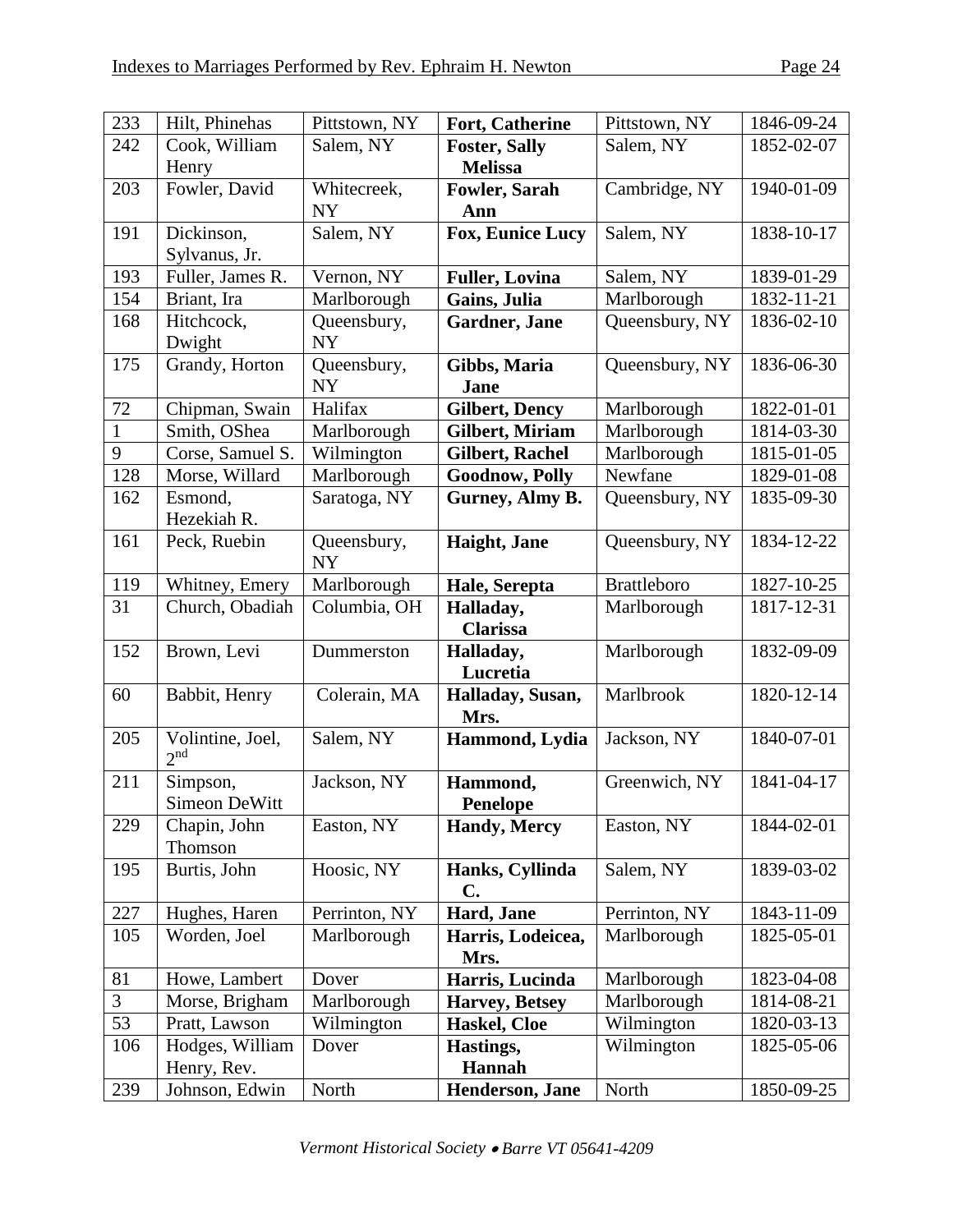| 233 | Hilt, Phinehas | Pittstown, NY | **Fort, Catherine** | Pittstown, NY | 1846-09-24 |
|---|---|---|---|---|---|
| 242 | Cook, William Henry | Salem, NY | **Foster, Sally Melissa** | Salem, NY | 1852-02-07 |
| 203 | Fowler, David | Whitecreek, NY | **Fowler, Sarah Ann** | Cambridge, NY | 1940-01-09 |
| 191 | Dickinson, Sylvanus, Jr. | Salem, NY | **Fox, Eunice Lucy** | Salem, NY | 1838-10-17 |
| 193 | Fuller, James R. | Vernon, NY | **Fuller, Lovina** | Salem, NY | 1839-01-29 |
| 154 | Briant, Ira | Marlborough | **Gains, Julia** | Marlborough | 1832-11-21 |
| 168 | Hitchcock, Dwight | Queensbury, NY | **Gardner, Jane** | Queensbury, NY | 1836-02-10 |
| 175 | Grandy, Horton | Queensbury, NY | **Gibbs, Maria Jane** | Queensbury, NY | 1836-06-30 |
| 72 | Chipman, Swain | Halifax | **Gilbert, Dency** | Marlborough | 1822-01-01 |
| 1 | Smith, OShea | Marlborough | **Gilbert, Miriam** | Marlborough | 1814-03-30 |
| 9 | Corse, Samuel S. | Wilmington | **Gilbert, Rachel** | Marlborough | 1815-01-05 |
| 128 | Morse, Willard | Marlborough | **Goodnow, Polly** | Newfane | 1829-01-08 |
| 162 | Esmond, Hezekiah R. | Saratoga, NY | **Gurney, Almy B.** | Queensbury, NY | 1835-09-30 |
| 161 | Peck, Ruebin | Queensbury, NY | **Haight, Jane** | Queensbury, NY | 1834-12-22 |
| 119 | Whitney, Emery | Marlborough | **Hale, Serepta** | Brattleboro | 1827-10-25 |
| 31 | Church, Obadiah | Columbia, OH | **Halladay, Clarissa** | Marlborough | 1817-12-31 |
| 152 | Brown, Levi | Dummerston | **Halladay, Lucretia** | Marlborough | 1832-09-09 |
| 60 | Babbit, Henry | Colerain, MA | **Halladay, Susan, Mrs.** | Marlbrook | 1820-12-14 |
| 205 | Volintine, Joel, 2nd | Salem, NY | **Hammond, Lydia** | Jackson, NY | 1840-07-01 |
| 211 | Simpson, Simeon DeWitt | Jackson, NY | **Hammond, Penelope** | Greenwich, NY | 1841-04-17 |
| 229 | Chapin, John Thomson | Easton, NY | **Handy, Mercy** | Easton, NY | 1844-02-01 |
| 195 | Burtis, John | Hoosic, NY | **Hanks, Cyllinda C.** | Salem, NY | 1839-03-02 |
| 227 | Hughes, Haren | Perrinton, NY | **Hard, Jane** | Perrinton, NY | 1843-11-09 |
| 105 | Worden, Joel | Marlborough | **Harris, Lodeicea, Mrs.** | Marlborough | 1825-05-01 |
| 81 | Howe, Lambert | Dover | **Harris, Lucinda** | Marlborough | 1823-04-08 |
| 3 | Morse, Brigham | Marlborough | **Harvey, Betsey** | Marlborough | 1814-08-21 |
| 53 | Pratt, Lawson | Wilmington | **Haskel, Cloe** | Wilmington | 1820-03-13 |
| 106 | Hodges, William Henry, Rev. | Dover | **Hastings, Hannah** | Wilmington | 1825-05-06 |
| 239 | Johnson, Edwin | North | **Henderson, Jane** | North | 1850-09-25 |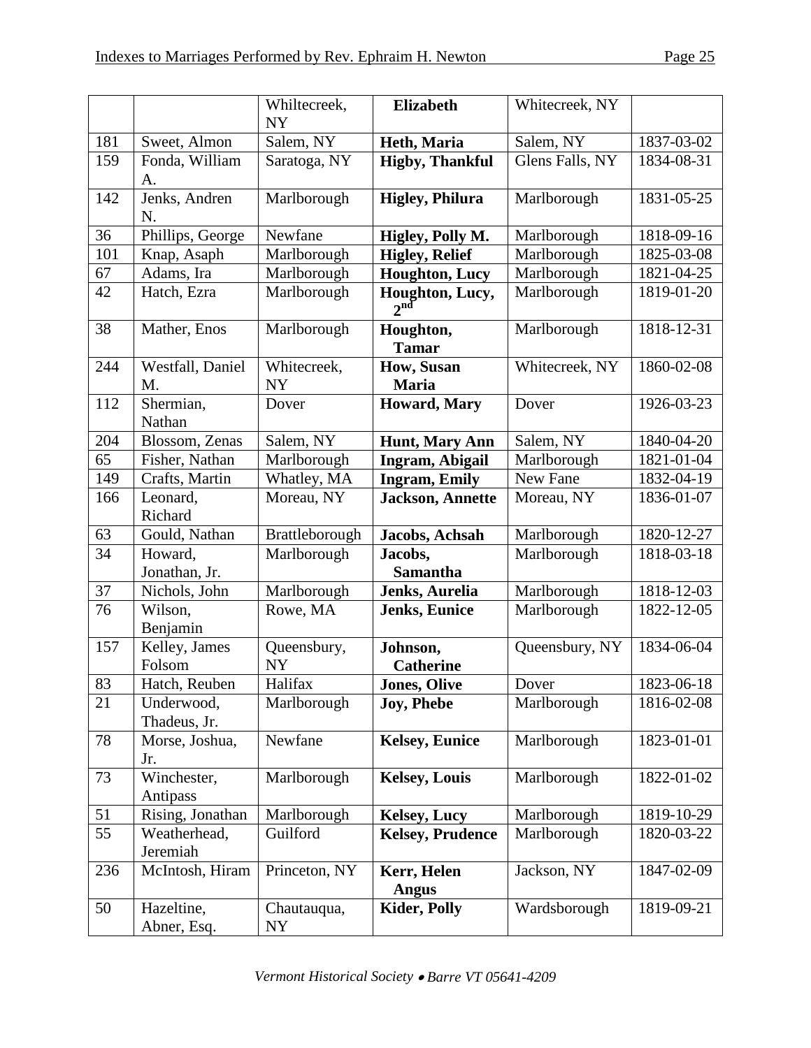|  |  | Whiltecreek, NY | **Elizabeth** | Whitecreek, NY |  |
|---|---|---|---|---|---|
| 181 | Sweet, Almon | Salem, NY | **Heth, Maria** | Salem, NY | 1837-03-02 |
| 159 | Fonda, William A. | Saratoga, NY | **Higby, Thankful** | Glens Falls, NY | 1834-08-31 |
| 142 | Jenks, Andren N. | Marlborough | **Higley, Philura** | Marlborough | 1831-05-25 |
| 36 | Phillips, George | Newfane | **Higley, Polly M.** | Marlborough | 1818-09-16 |
| 101 | Knap, Asaph | Marlborough | **Higley, Relief** | Marlborough | 1825-03-08 |
| 67 | Adams, Ira | Marlborough | **Houghton, Lucy** | Marlborough | 1821-04-25 |
| 42 | Hatch, Ezra | Marlborough | **Houghton, Lucy, 2nd** | Marlborough | 1819-01-20 |
| 38 | Mather, Enos | Marlborough | **Houghton, Tamar** | Marlborough | 1818-12-31 |
| 244 | Westfall, Daniel M. | Whitecreek, NY | **How, Susan Maria** | Whitecreek, NY | 1860-02-08 |
| 112 | Shermian, Nathan | Dover | **Howard, Mary** | Dover | 1926-03-23 |
| 204 | Blossom, Zenas | Salem, NY | **Hunt, Mary Ann** | Salem, NY | 1840-04-20 |
| 65 | Fisher, Nathan | Marlborough | **Ingram, Abigail** | Marlborough | 1821-01-04 |
| 149 | Crafts, Martin | Whatley, MA | **Ingram, Emily** | New Fane | 1832-04-19 |
| 166 | Leonard, Richard | Moreau, NY | **Jackson, Annette** | Moreau, NY | 1836-01-07 |
| 63 | Gould, Nathan | Brattleborough | **Jacobs, Achsah** | Marlborough | 1820-12-27 |
| 34 | Howard, Jonathan, Jr. | Marlborough | **Jacobs, Samantha** | Marlborough | 1818-03-18 |
| 37 | Nichols, John | Marlborough | **Jenks, Aurelia** | Marlborough | 1818-12-03 |
| 76 | Wilson, Benjamin | Rowe, MA | **Jenks, Eunice** | Marlborough | 1822-12-05 |
| 157 | Kelley, James Folsom | Queensbury, NY | **Johnson, Catherine** | Queensbury, NY | 1834-06-04 |
| 83 | Hatch, Reuben | Halifax | **Jones, Olive** | Dover | 1823-06-18 |
| 21 | Underwood, Thadeus, Jr. | Marlborough | **Joy, Phebe** | Marlborough | 1816-02-08 |
| 78 | Morse, Joshua, Jr. | Newfane | **Kelsey, Eunice** | Marlborough | 1823-01-01 |
| 73 | Winchester, Antipass | Marlborough | **Kelsey, Louis** | Marlborough | 1822-01-02 |
| 51 | Rising, Jonathan | Marlborough | **Kelsey, Lucy** | Marlborough | 1819-10-29 |
| 55 | Weatherhead, Jeremiah | Guilford | **Kelsey, Prudence** | Marlborough | 1820-03-22 |
| 236 | McIntosh, Hiram | Princeton, NY | **Kerr, Helen Angus** | Jackson, NY | 1847-02-09 |
| 50 | Hazeltine, Abner, Esq. | Chautauqua, NY | **Kider, Polly** | Wardsborough | 1819-09-21 |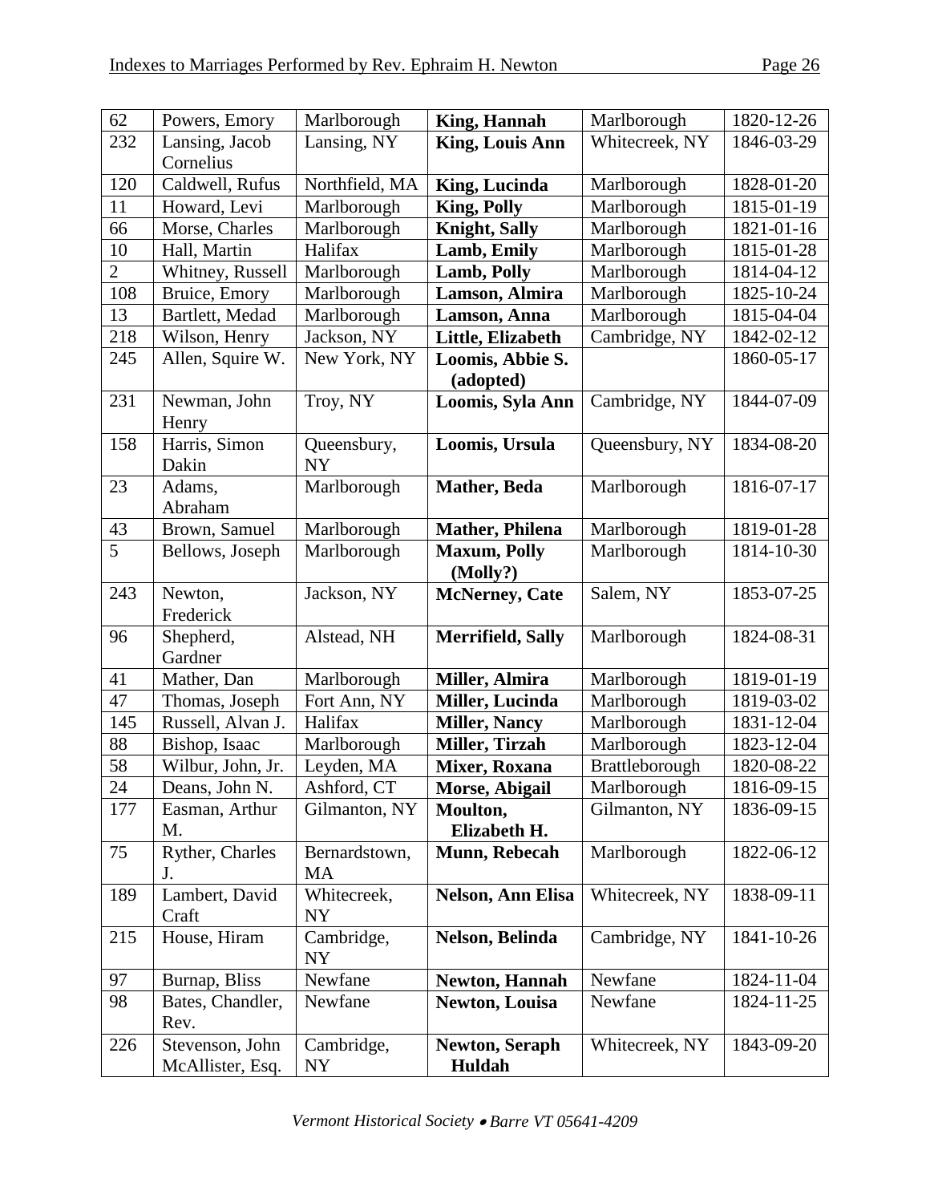| 62 | Powers, Emory | Marlborough | **King, Hannah** | Marlborough | 1820-12-26 |
|---|---|---|---|---|---|
| 232 | Lansing, Jacob Cornelius | Lansing, NY | **King, Louis Ann** | Whitecreek, NY | 1846-03-29 |
| 120 | Caldwell, Rufus | Northfield, MA | **King, Lucinda** | Marlborough | 1828-01-20 |
| 11 | Howard, Levi | Marlborough | **King, Polly** | Marlborough | 1815-01-19 |
| 66 | Morse, Charles | Marlborough | **Knight, Sally** | Marlborough | 1821-01-16 |
| 10 | Hall, Martin | Halifax | **Lamb, Emily** | Marlborough | 1815-01-28 |
| 2 | Whitney, Russell | Marlborough | **Lamb, Polly** | Marlborough | 1814-04-12 |
| 108 | Bruice, Emory | Marlborough | **Lamson, Almira** | Marlborough | 1825-10-24 |
| 13 | Bartlett, Medad | Marlborough | **Lamson, Anna** | Marlborough | 1815-04-04 |
| 218 | Wilson, Henry | Jackson, NY | **Little, Elizabeth** | Cambridge, NY | 1842-02-12 |
| 245 | Allen, Squire W. | New York, NY | **Loomis, Abbie S. (adopted)** | | 1860-05-17 |
| 231 | Newman, John Henry | Troy, NY | **Loomis, Syla Ann** | Cambridge, NY | 1844-07-09 |
| 158 | Harris, Simon Dakin | Queensbury, NY | **Loomis, Ursula** | Queensbury, NY | 1834-08-20 |
| 23 | Adams, Abraham | Marlborough | **Mather, Beda** | Marlborough | 1816-07-17 |
| 43 | Brown, Samuel | Marlborough | **Mather, Philena** | Marlborough | 1819-01-28 |
| 5 | Bellows, Joseph | Marlborough | **Maxum, Polly (Molly?)** | Marlborough | 1814-10-30 |
| 243 | Newton, Frederick | Jackson, NY | **McNerney, Cate** | Salem, NY | 1853-07-25 |
| 96 | Shepherd, Gardner | Alstead, NH | **Merrifield, Sally** | Marlborough | 1824-08-31 |
| 41 | Mather, Dan | Marlborough | **Miller, Almira** | Marlborough | 1819-01-19 |
| 47 | Thomas, Joseph | Fort Ann, NY | **Miller, Lucinda** | Marlborough | 1819-03-02 |
| 145 | Russell, Alvan J. | Halifax | **Miller, Nancy** | Marlborough | 1831-12-04 |
| 88 | Bishop, Isaac | Marlborough | **Miller, Tirzah** | Marlborough | 1823-12-04 |
| 58 | Wilbur, John, Jr. | Leyden, MA | **Mixer, Roxana** | Brattleborough | 1820-08-22 |
| 24 | Deans, John N. | Ashford, CT | **Morse, Abigail** | Marlborough | 1816-09-15 |
| 177 | Easman, Arthur M. | Gilmanton, NY | **Moulton, Elizabeth H.** | Gilmanton, NY | 1836-09-15 |
| 75 | Ryther, Charles J. | Bernardstown, MA | **Munn, Rebecah** | Marlborough | 1822-06-12 |
| 189 | Lambert, David Craft | Whitecreek, NY | **Nelson, Ann Elisa** | Whitecreek, NY | 1838-09-11 |
| 215 | House, Hiram | Cambridge, NY | **Nelson, Belinda** | Cambridge, NY | 1841-10-26 |
| 97 | Burnap, Bliss | Newfane | **Newton, Hannah** | Newfane | 1824-11-04 |
| 98 | Bates, Chandler, Rev. | Newfane | **Newton, Louisa** | Newfane | 1824-11-25 |
| 226 | Stevenson, John McAllister, Esq. | Cambridge, NY | **Newton, Seraph Huldah** | Whitecreek, NY | 1843-09-20 |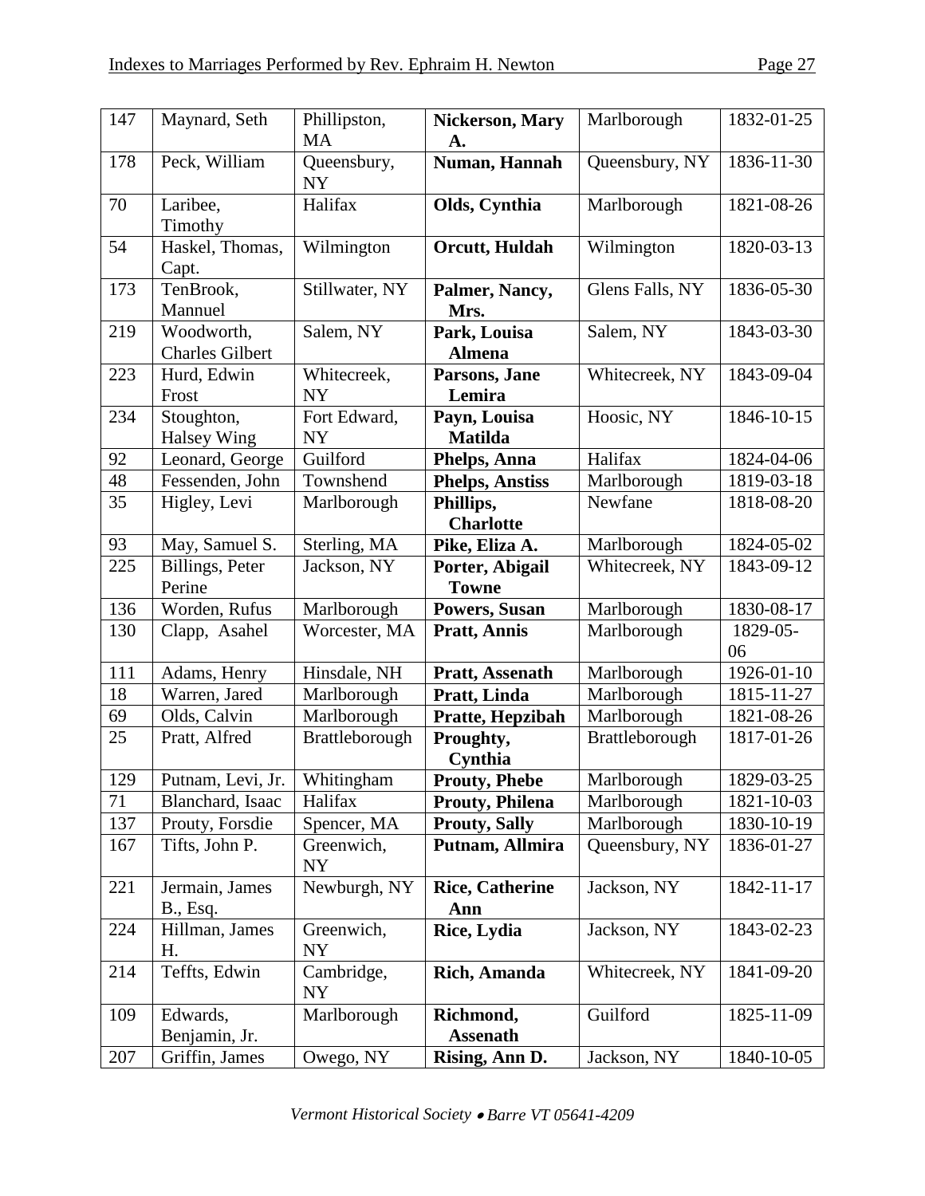| 147 | Maynard, Seth | Phillipston, MA | **Nickerson, Mary A.** | Marlborough | 1832-01-25 |
|---|---|---|---|---|---|
| 178 | Peck, William | Queensbury, NY | **Numan, Hannah** | Queensbury, NY | 1836-11-30 |
| 70 | Laribee, Timothy | Halifax | **Olds, Cynthia** | Marlborough | 1821-08-26 |
| 54 | Haskel, Thomas, Capt. | Wilmington | **Orcutt, Huldah** | Wilmington | 1820-03-13 |
| 173 | TenBrook, Mannuel | Stillwater, NY | **Palmer, Nancy, Mrs.** | Glens Falls, NY | 1836-05-30 |
| 219 | Woodworth, Charles Gilbert | Salem, NY | **Park, Louisa Almena** | Salem, NY | 1843-03-30 |
| 223 | Hurd, Edwin Frost | Whitecreek, NY | **Parsons, Jane Lemira** | Whitecreek, NY | 1843-09-04 |
| 234 | Stoughton, Halsey Wing | Fort Edward, NY | **Payn, Louisa Matilda** | Hoosic, NY | 1846-10-15 |
| 92 | Leonard, George | Guilford | **Phelps, Anna** | Halifax | 1824-04-06 |
| 48 | Fessenden, John | Townshend | **Phelps, Anstiss** | Marlborough | 1819-03-18 |
| 35 | Higley, Levi | Marlborough | **Phillips, Charlotte** | Newfane | 1818-08-20 |
| 93 | May, Samuel S. | Sterling, MA | **Pike, Eliza A.** | Marlborough | 1824-05-02 |
| 225 | Billings, Peter Perine | Jackson, NY | **Porter, Abigail Towne** | Whitecreek, NY | 1843-09-12 |
| 136 | Worden, Rufus | Marlborough | **Powers, Susan** | Marlborough | 1830-08-17 |
| 130 | Clapp, Asahel | Worcester, MA | **Pratt, Annis** | Marlborough | 1829-05-06 |
| 111 | Adams, Henry | Hinsdale, NH | **Pratt, Assenath** | Marlborough | 1926-01-10 |
| 18 | Warren, Jared | Marlborough | **Pratt, Linda** | Marlborough | 1815-11-27 |
| 69 | Olds, Calvin | Marlborough | **Pratte, Hepzibah** | Marlborough | 1821-08-26 |
| 25 | Pratt, Alfred | Brattleborough | **Proughty, Cynthia** | Brattleborough | 1817-01-26 |
| 129 | Putnam, Levi, Jr. | Whitingham | **Prouty, Phebe** | Marlborough | 1829-03-25 |
| 71 | Blanchard, Isaac | Halifax | **Prouty, Philena** | Marlborough | 1821-10-03 |
| 137 | Prouty, Forsdie | Spencer, MA | **Prouty, Sally** | Marlborough | 1830-10-19 |
| 167 | Tifts, John P. | Greenwich, NY | **Putnam, Allmira** | Queensbury, NY | 1836-01-27 |
| 221 | Jermain, James B., Esq. | Newburgh, NY | **Rice, Catherine Ann** | Jackson, NY | 1842-11-17 |
| 224 | Hillman, James H. | Greenwich, NY | **Rice, Lydia** | Jackson, NY | 1843-02-23 |
| 214 | Teffts, Edwin | Cambridge, NY | **Rich, Amanda** | Whitecreek, NY | 1841-09-20 |
| 109 | Edwards, Benjamin, Jr. | Marlborough | **Richmond, Assenath** | Guilford | 1825-11-09 |
| 207 | Griffin, James | Owego, NY | **Rising, Ann D.** | Jackson, NY | 1840-10-05 |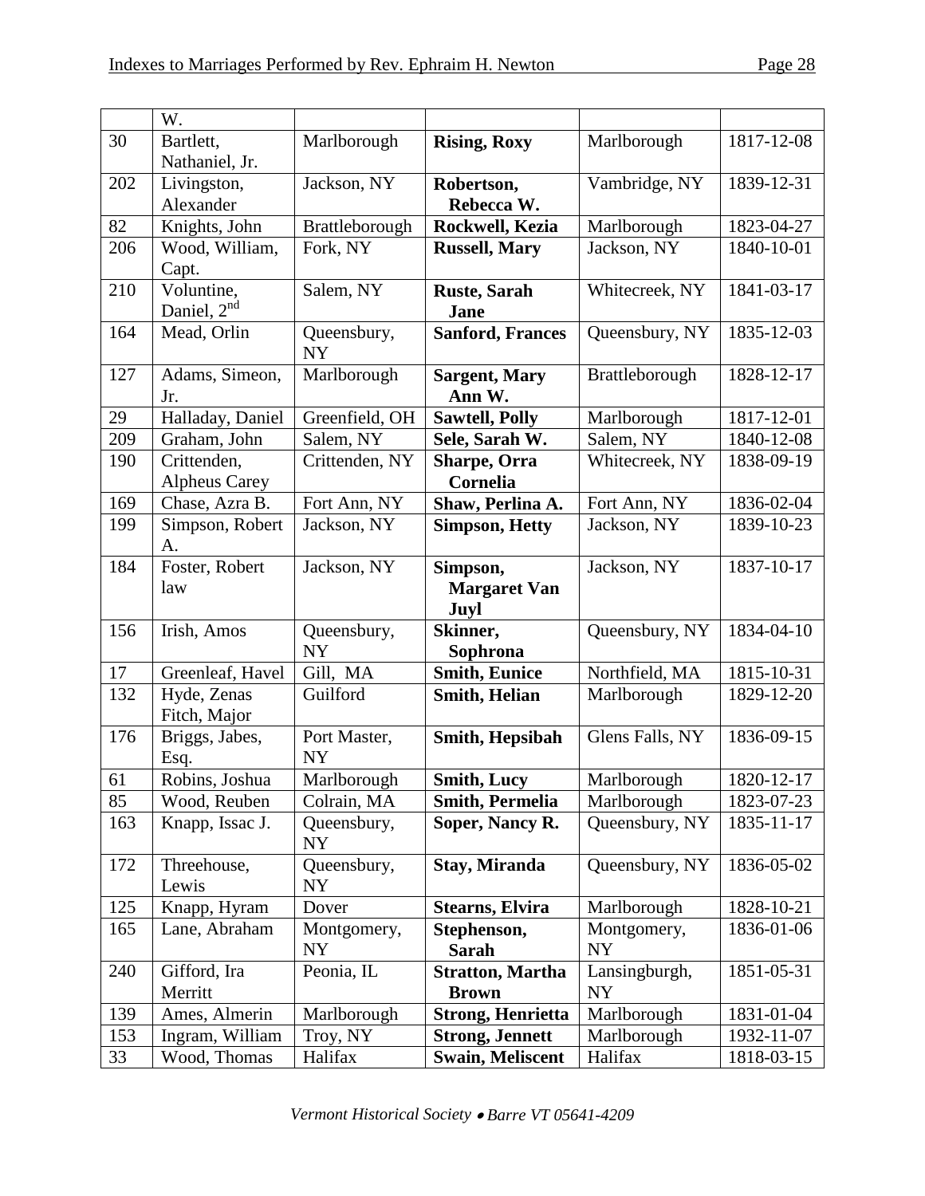|  | W. |  |  |  |  |
| --- | --- | --- | --- | --- | --- |
| 30 | Bartlett, Nathaniel, Jr. | Marlborough | **Rising, Roxy** | Marlborough | 1817-12-08 |
| 202 | Livingston, Alexander | Jackson, NY | **Robertson, Rebecca W.** | Vambridge, NY | 1839-12-31 |
| 82 | Knights, John | Brattleborough | **Rockwell, Kezia** | Marlborough | 1823-04-27 |
| 206 | Wood, William, Capt. | Fork, NY | **Russell, Mary** | Jackson, NY | 1840-10-01 |
| 210 | Voluntine, Daniel, 2nd | Salem, NY | **Ruste, Sarah Jane** | Whitecreek, NY | 1841-03-17 |
| 164 | Mead, Orlin | Queensbury, NY | **Sanford, Frances** | Queensbury, NY | 1835-12-03 |
| 127 | Adams, Simeon, Jr. | Marlborough | **Sargent, Mary Ann W.** | Brattleborough | 1828-12-17 |
| 29 | Halladay, Daniel | Greenfield, OH | **Sawtell, Polly** | Marlborough | 1817-12-01 |
| 209 | Graham, John | Salem, NY | **Sele, Sarah W.** | Salem, NY | 1840-12-08 |
| 190 | Crittenden, Alpheus Carey | Crittenden, NY | **Sharpe, Orra Cornelia** | Whitecreek, NY | 1838-09-19 |
| 169 | Chase, Azra B. | Fort Ann, NY | **Shaw, Perlina A.** | Fort Ann, NY | 1836-02-04 |
| 199 | Simpson, Robert A. | Jackson, NY | **Simpson, Hetty** | Jackson, NY | 1839-10-23 |
| 184 | Foster, Robert law | Jackson, NY | **Simpson, Margaret Van Juyl** | Jackson, NY | 1837-10-17 |
| 156 | Irish, Amos | Queensbury, NY | **Skinner, Sophrona** | Queensbury, NY | 1834-04-10 |
| 17 | Greenleaf, Havel | Gill, MA | **Smith, Eunice** | Northfield, MA | 1815-10-31 |
| 132 | Hyde, Zenas Fitch, Major | Guilford | **Smith, Helian** | Marlborough | 1829-12-20 |
| 176 | Briggs, Jabes, Esq. | Port Master, NY | **Smith, Hepsibah** | Glens Falls, NY | 1836-09-15 |
| 61 | Robins, Joshua | Marlborough | **Smith, Lucy** | Marlborough | 1820-12-17 |
| 85 | Wood, Reuben | Colrain, MA | **Smith, Permelia** | Marlborough | 1823-07-23 |
| 163 | Knapp, Issac J. | Queensbury, NY | **Soper, Nancy R.** | Queensbury, NY | 1835-11-17 |
| 172 | Threehouse, Lewis | Queensbury, NY | **Stay, Miranda** | Queensbury, NY | 1836-05-02 |
| 125 | Knapp, Hyram | Dover | **Stearns, Elvira** | Marlborough | 1828-10-21 |
| 165 | Lane, Abraham | Montgomery, NY | **Stephenson, Sarah** | Montgomery, NY | 1836-01-06 |
| 240 | Gifford, Ira Merritt | Peonia, IL | **Stratton, Martha Brown** | Lansingburgh, NY | 1851-05-31 |
| 139 | Ames, Almerin | Marlborough | **Strong, Henrietta** | Marlborough | 1831-01-04 |
| 153 | Ingram, William | Troy, NY | **Strong, Jennett** | Marlborough | 1932-11-07 |
| 33 | Wood, Thomas | Halifax | **Swain, Meliscent** | Halifax | 1818-03-15 |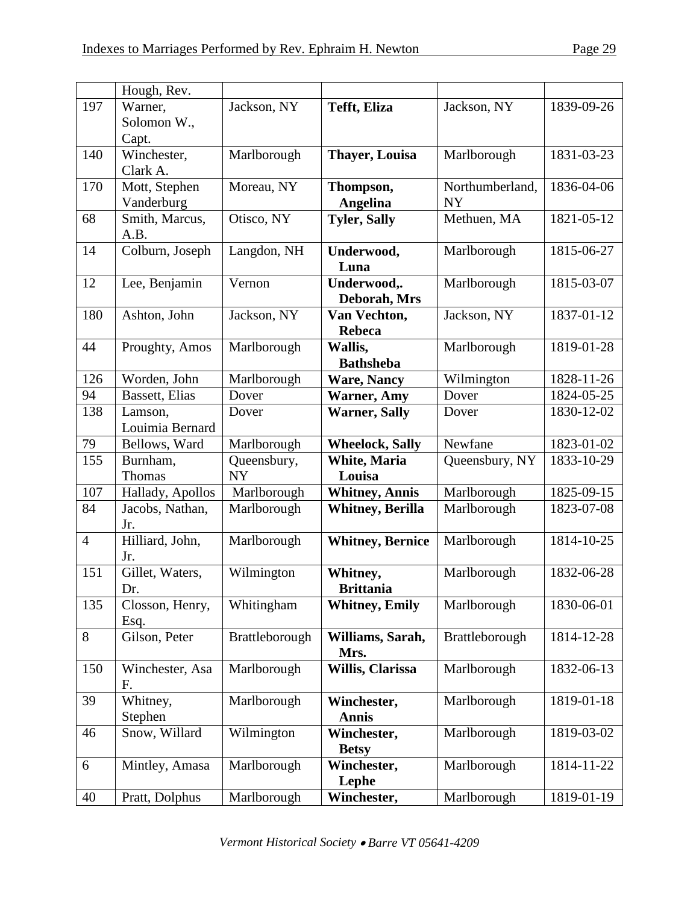|  | Hough, Rev. |  |  |  |  |
|---|---|---|---|---|---|
| 197 | Warner, Solomon W., Capt. | Jackson, NY | **Tefft, Eliza** | Jackson, NY | 1839-09-26 |
| 140 | Winchester, Clark A. | Marlborough | **Thayer, Louisa** | Marlborough | 1831-03-23 |
| 170 | Mott, Stephen Vanderburg | Moreau, NY | **Thompson, Angelina** | Northumberland, NY | 1836-04-06 |
| 68 | Smith, Marcus, A.B. | Otisco, NY | **Tyler, Sally** | Methuen, MA | 1821-05-12 |
| 14 | Colburn, Joseph | Langdon, NH | **Underwood, Luna** | Marlborough | 1815-06-27 |
| 12 | Lee, Benjamin | Vernon | **Underwood,. Deborah, Mrs** | Marlborough | 1815-03-07 |
| 180 | Ashton, John | Jackson, NY | **Van Vechton, Rebeca** | Jackson, NY | 1837-01-12 |
| 44 | Proughty, Amos | Marlborough | **Wallis, Bathsheba** | Marlborough | 1819-01-28 |
| 126 | Worden, John | Marlborough | **Ware, Nancy** | Wilmington | 1828-11-26 |
| 94 | Bassett, Elias | Dover | **Warner, Amy** | Dover | 1824-05-25 |
| 138 | Lamson, Louimia Bernard | Dover | **Warner, Sally** | Dover | 1830-12-02 |
| 79 | Bellows, Ward | Marlborough | **Wheelock, Sally** | Newfane | 1823-01-02 |
| 155 | Burnham, Thomas | Queensbury, NY | **White, Maria Louisa** | Queensbury, NY | 1833-10-29 |
| 107 | Hallady, Apollos | Marlborough | **Whitney, Annis** | Marlborough | 1825-09-15 |
| 84 | Jacobs, Nathan, Jr. | Marlborough | **Whitney, Berilla** | Marlborough | 1823-07-08 |
| 4 | Hilliard, John, Jr. | Marlborough | **Whitney, Bernice** | Marlborough | 1814-10-25 |
| 151 | Gillet, Waters, Dr. | Wilmington | **Whitney, Brittania** | Marlborough | 1832-06-28 |
| 135 | Closson, Henry, Esq. | Whitingham | **Whitney, Emily** | Marlborough | 1830-06-01 |
| 8 | Gilson, Peter | Brattleborough | **Williams, Sarah, Mrs.** | Brattleborough | 1814-12-28 |
| 150 | Winchester, Asa F. | Marlborough | **Willis, Clarissa** | Marlborough | 1832-06-13 |
| 39 | Whitney, Stephen | Marlborough | **Winchester, Annis** | Marlborough | 1819-01-18 |
| 46 | Snow, Willard | Wilmington | **Winchester, Betsy** | Marlborough | 1819-03-02 |
| 6 | Mintley, Amasa | Marlborough | **Winchester, Lephe** | Marlborough | 1814-11-22 |
| 40 | Pratt, Dolphus | Marlborough | **Winchester,** | Marlborough | 1819-01-19 |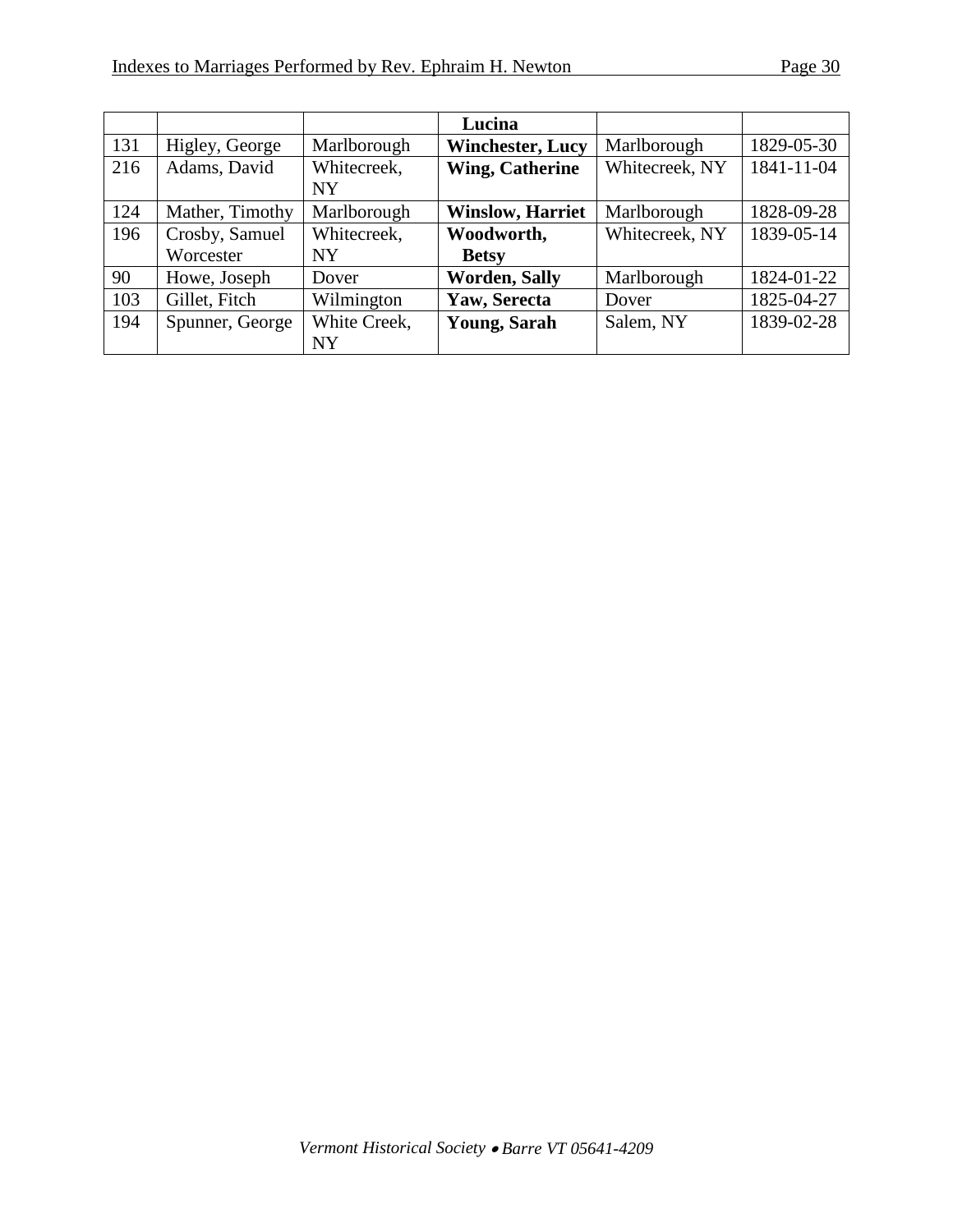| | | | | | |
|---|---|---|---|---|---|
| | | | **Lucina** | | |
| 131 | Higley, George | Marlborough | **Winchester, Lucy** | Marlborough | 1829-05-30 |
| 216 | Adams, David | Whitecreek, NY | **Wing, Catherine** | Whitecreek, NY | 1841-11-04 |
| 124 | Mather, Timothy | Marlborough | **Winslow, Harriet** | Marlborough | 1828-09-28 |
| 196 | Crosby, Samuel Worcester | Whitecreek, NY | **Woodworth, Betsy** | Whitecreek, NY | 1839-05-14 |
| 90 | Howe, Joseph | Dover | **Worden, Sally** | Marlborough | 1824-01-22 |
| 103 | Gillet, Fitch | Wilmington | **Yaw, Serecta** | Dover | 1825-04-27 |
| 194 | Spunner, George | White Creek, NY | **Young, Sarah** | Salem, NY | 1839-02-28 |